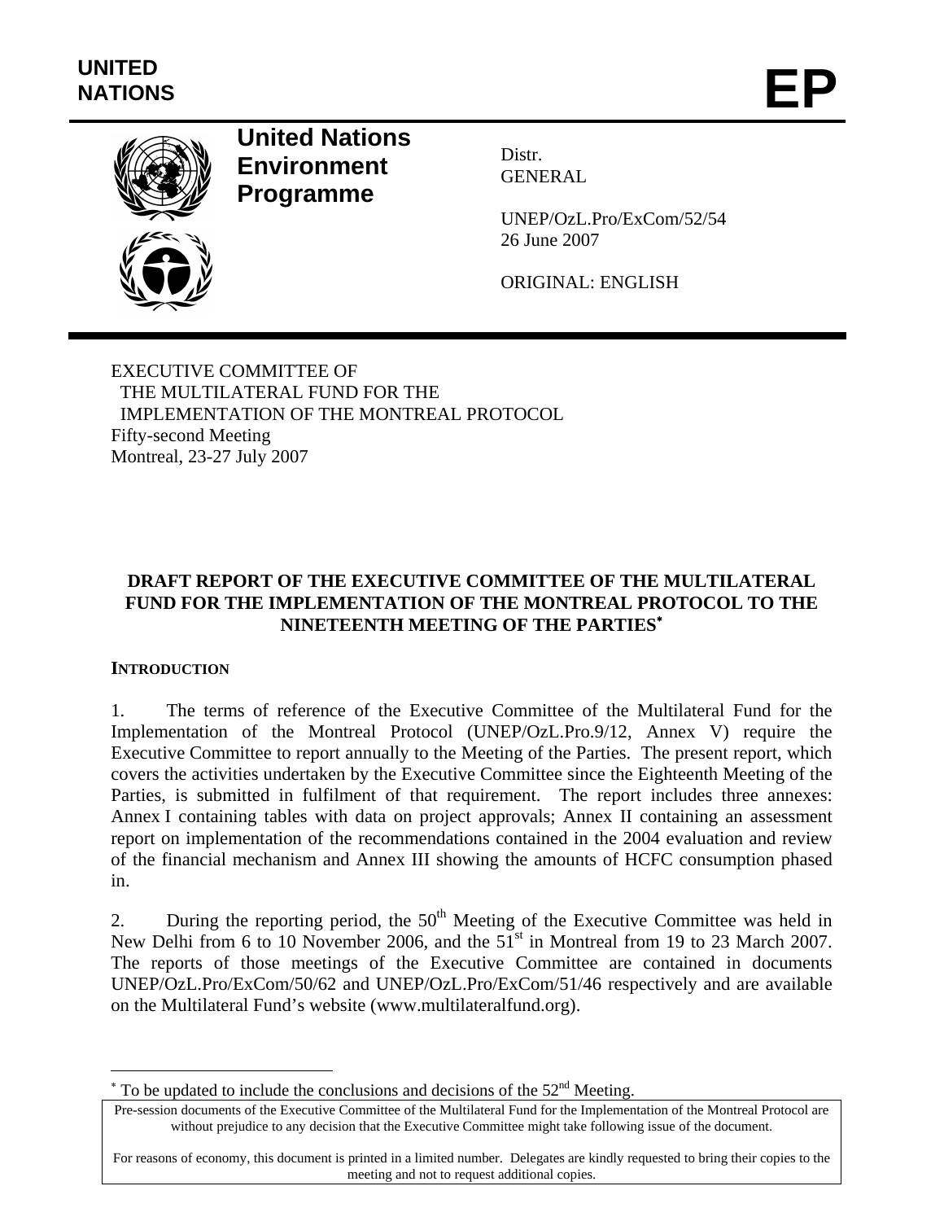UNITED NATIONS

# EP

**United Nations Environment Programme**

Distr.
GENERAL

UNEP/OzL.Pro/ExCom/52/54
26 June 2007

ORIGINAL: ENGLISH

EXECUTIVE COMMITTEE OF
THE MULTILATERAL FUND FOR THE
IMPLEMENTATION OF THE MONTREAL PROTOCOL
Fifty-second Meeting
Montreal, 23-27 July 2007

## DRAFT REPORT OF THE EXECUTIVE COMMITTEE OF THE MULTILATERAL FUND FOR THE IMPLEMENTATION OF THE MONTREAL PROTOCOL TO THE NINETEENTH MEETING OF THE PARTIES*

### INTRODUCTION

1. The terms of reference of the Executive Committee of the Multilateral Fund for the Implementation of the Montreal Protocol (UNEP/OzL.Pro.9/12, Annex V) require the Executive Committee to report annually to the Meeting of the Parties. The present report, which covers the activities undertaken by the Executive Committee since the Eighteenth Meeting of the Parties, is submitted in fulfilment of that requirement. The report includes three annexes: Annex I containing tables with data on project approvals; Annex II containing an assessment report on implementation of the recommendations contained in the 2004 evaluation and review of the financial mechanism and Annex III showing the amounts of HCFC consumption phased in.

2. During the reporting period, the 50th Meeting of the Executive Committee was held in New Delhi from 6 to 10 November 2006, and the 51st in Montreal from 19 to 23 March 2007. The reports of those meetings of the Executive Committee are contained in documents UNEP/OzL.Pro/ExCom/50/62 and UNEP/OzL.Pro/ExCom/51/46 respectively and are available on the Multilateral Fund's website (www.multilateralfund.org).

* To be updated to include the conclusions and decisions of the 52nd Meeting.

Pre-session documents of the Executive Committee of the Multilateral Fund for the Implementation of the Montreal Protocol are without prejudice to any decision that the Executive Committee might take following issue of the document.

For reasons of economy, this document is printed in a limited number. Delegates are kindly requested to bring their copies to the meeting and not to request additional copies.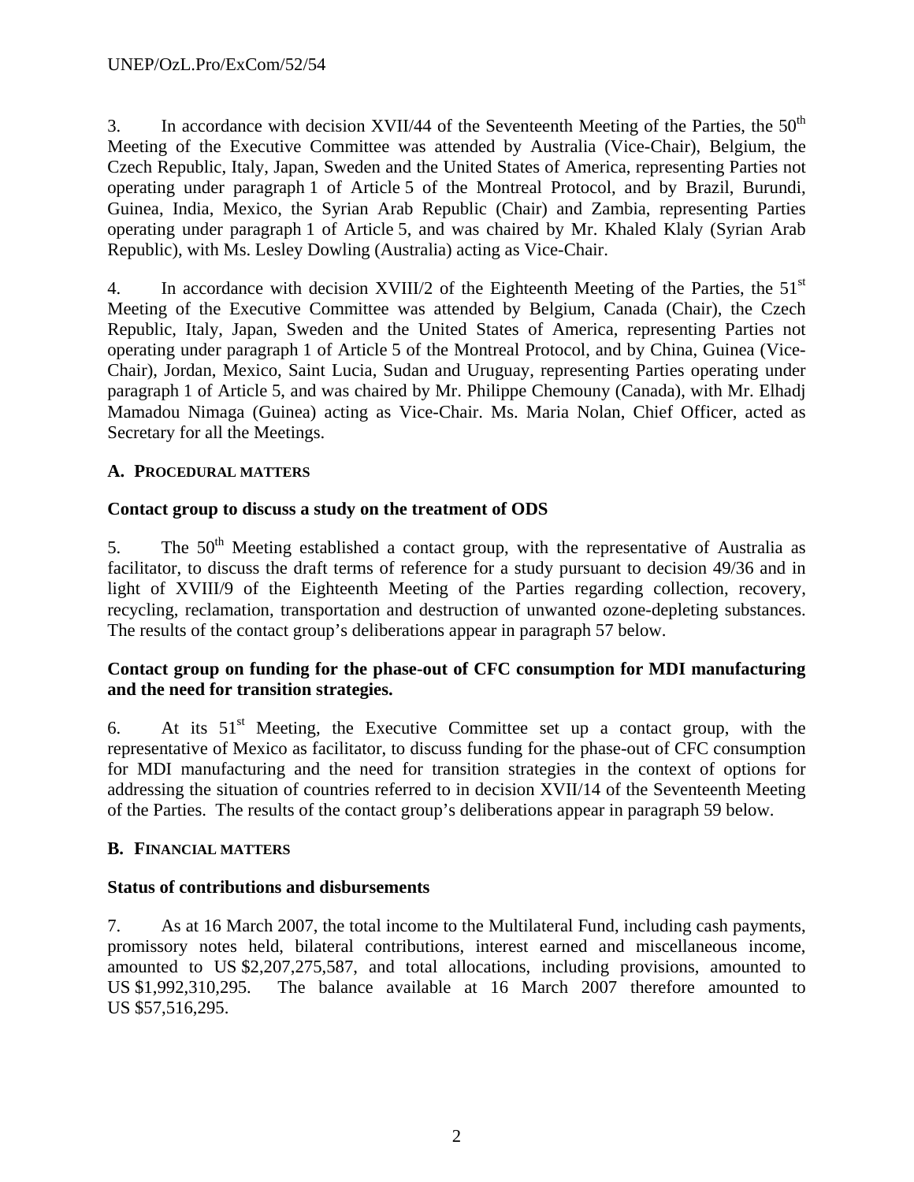3. In accordance with decision XVII/44 of the Seventeenth Meeting of the Parties, the 50th Meeting of the Executive Committee was attended by Australia (Vice-Chair), Belgium, the Czech Republic, Italy, Japan, Sweden and the United States of America, representing Parties not operating under paragraph 1 of Article 5 of the Montreal Protocol, and by Brazil, Burundi, Guinea, India, Mexico, the Syrian Arab Republic (Chair) and Zambia, representing Parties operating under paragraph 1 of Article 5, and was chaired by Mr. Khaled Klaly (Syrian Arab Republic), with Ms. Lesley Dowling (Australia) acting as Vice-Chair.

4. In accordance with decision XVIII/2 of the Eighteenth Meeting of the Parties, the 51st Meeting of the Executive Committee was attended by Belgium, Canada (Chair), the Czech Republic, Italy, Japan, Sweden and the United States of America, representing Parties not operating under paragraph 1 of Article 5 of the Montreal Protocol, and by China, Guinea (Vice-Chair), Jordan, Mexico, Saint Lucia, Sudan and Uruguay, representing Parties operating under paragraph 1 of Article 5, and was chaired by Mr. Philippe Chemouny (Canada), with Mr. Elhadj Mamadou Nimaga (Guinea) acting as Vice-Chair. Ms. Maria Nolan, Chief Officer, acted as Secretary for all the Meetings.

## A. PROCEDURAL MATTERS

### Contact group to discuss a study on the treatment of ODS

5. The 50th Meeting established a contact group, with the representative of Australia as facilitator, to discuss the draft terms of reference for a study pursuant to decision 49/36 and in light of XVIII/9 of the Eighteenth Meeting of the Parties regarding collection, recovery, recycling, reclamation, transportation and destruction of unwanted ozone-depleting substances. The results of the contact group's deliberations appear in paragraph 57 below.

### Contact group on funding for the phase-out of CFC consumption for MDI manufacturing and the need for transition strategies.

6. At its 51st Meeting, the Executive Committee set up a contact group, with the representative of Mexico as facilitator, to discuss funding for the phase-out of CFC consumption for MDI manufacturing and the need for transition strategies in the context of options for addressing the situation of countries referred to in decision XVII/14 of the Seventeenth Meeting of the Parties. The results of the contact group's deliberations appear in paragraph 59 below.

## B. FINANCIAL MATTERS

### Status of contributions and disbursements

7. As at 16 March 2007, the total income to the Multilateral Fund, including cash payments, promissory notes held, bilateral contributions, interest earned and miscellaneous income, amounted to US $2,207,275,587, and total allocations, including provisions, amounted to US $1,992,310,295. The balance available at 16 March 2007 therefore amounted to US $57,516,295.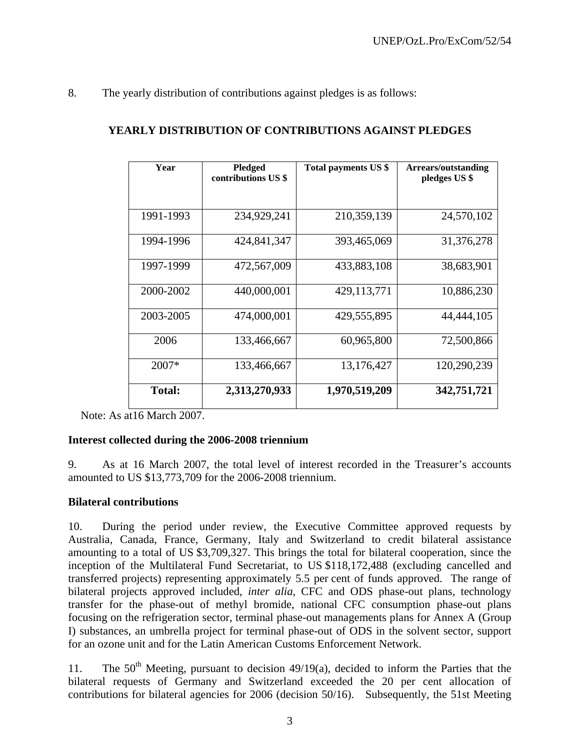8. The yearly distribution of contributions against pledges is as follows:

**YEARLY DISTRIBUTION OF CONTRIBUTIONS AGAINST PLEDGES**

| Year | Pledged contributions US $ | Total payments US $ | Arrears/outstanding pledges US $ |
|---|---|---|---|
| 1991-1993 | 234,929,241 | 210,359,139 | 24,570,102 |
| 1994-1996 | 424,841,347 | 393,465,069 | 31,376,278 |
| 1997-1999 | 472,567,009 | 433,883,108 | 38,683,901 |
| 2000-2002 | 440,000,001 | 429,113,771 | 10,886,230 |
| 2003-2005 | 474,000,001 | 429,555,895 | 44,444,105 |
| 2006 | 133,466,667 | 60,965,800 | 72,500,866 |
| 2007* | 133,466,667 | 13,176,427 | 120,290,239 |
| **Total:** | **2,313,270,933** | **1,970,519,209** | **342,751,721** |

Note: As at16 March 2007.

**Interest collected during the 2006-2008 triennium**

9. As at 16 March 2007, the total level of interest recorded in the Treasurer's accounts amounted to US $13,773,709 for the 2006-2008 triennium.

**Bilateral contributions**

10. During the period under review, the Executive Committee approved requests by Australia, Canada, France, Germany, Italy and Switzerland to credit bilateral assistance amounting to a total of US $3,709,327. This brings the total for bilateral cooperation, since the inception of the Multilateral Fund Secretariat, to US $118,172,488 (excluding cancelled and transferred projects) representing approximately 5.5 per cent of funds approved. The range of bilateral projects approved included, *inter alia*, CFC and ODS phase-out plans, technology transfer for the phase-out of methyl bromide, national CFC consumption phase-out plans focusing on the refrigeration sector, terminal phase-out managements plans for Annex A (Group I) substances, an umbrella project for terminal phase-out of ODS in the solvent sector, support for an ozone unit and for the Latin American Customs Enforcement Network.

11. The 50th Meeting, pursuant to decision 49/19(a), decided to inform the Parties that the bilateral requests of Germany and Switzerland exceeded the 20 per cent allocation of contributions for bilateral agencies for 2006 (decision 50/16). Subsequently, the 51st Meeting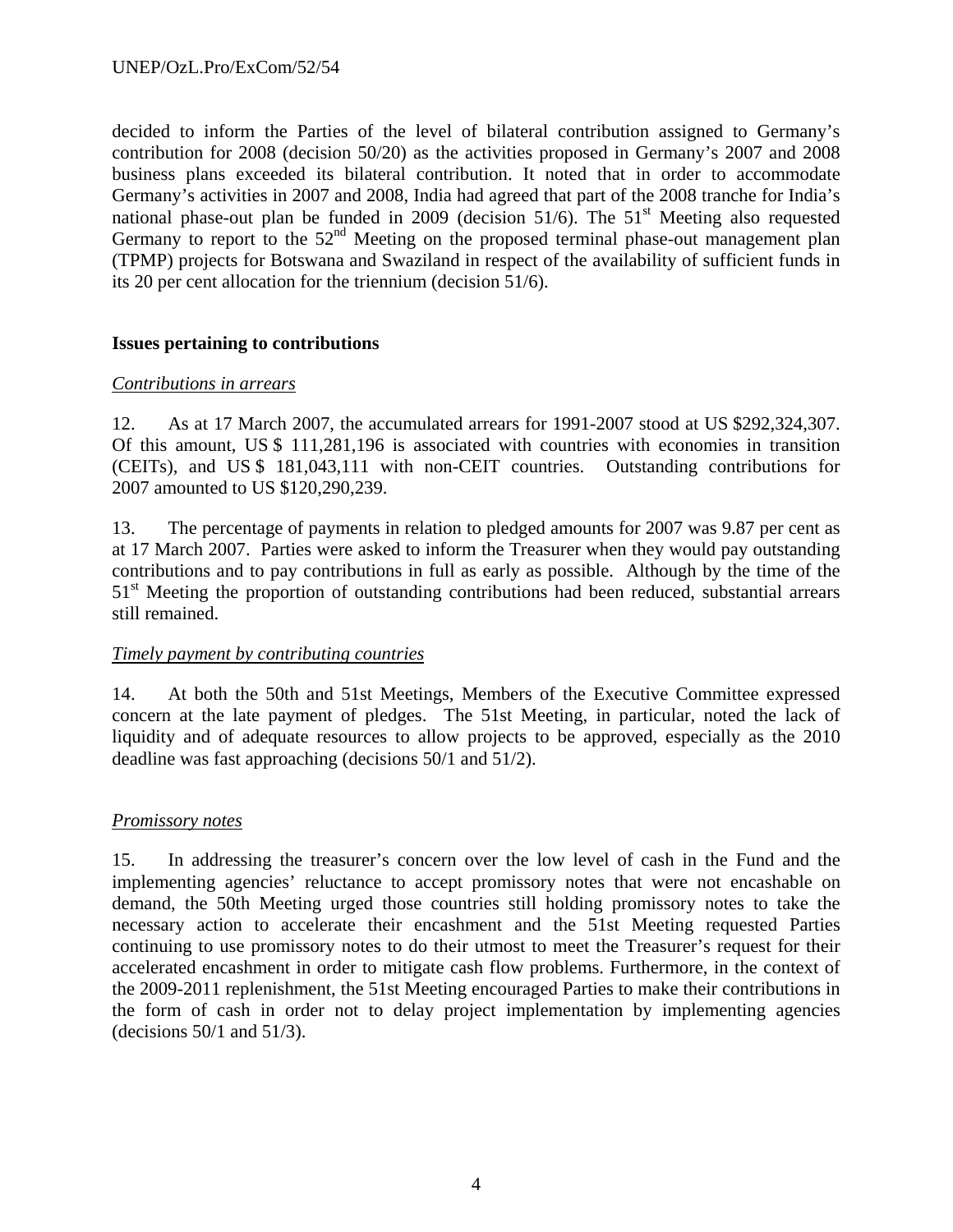decided to inform the Parties of the level of bilateral contribution assigned to Germany's contribution for 2008 (decision 50/20) as the activities proposed in Germany's 2007 and 2008 business plans exceeded its bilateral contribution. It noted that in order to accommodate Germany's activities in 2007 and 2008, India had agreed that part of the 2008 tranche for India's national phase-out plan be funded in 2009 (decision 51/6). The 51st Meeting also requested Germany to report to the 52nd Meeting on the proposed terminal phase-out management plan (TPMP) projects for Botswana and Swaziland in respect of the availability of sufficient funds in its 20 per cent allocation for the triennium (decision 51/6).

**Issues pertaining to contributions**

*Contributions in arrears*

12. As at 17 March 2007, the accumulated arrears for 1991-2007 stood at US $292,324,307. Of this amount, US $ 111,281,196 is associated with countries with economies in transition (CEITs), and US $ 181,043,111 with non-CEIT countries. Outstanding contributions for 2007 amounted to US $120,290,239.

13. The percentage of payments in relation to pledged amounts for 2007 was 9.87 per cent as at 17 March 2007. Parties were asked to inform the Treasurer when they would pay outstanding contributions and to pay contributions in full as early as possible. Although by the time of the 51st Meeting the proportion of outstanding contributions had been reduced, substantial arrears still remained.

*Timely payment by contributing countries*

14. At both the 50th and 51st Meetings, Members of the Executive Committee expressed concern at the late payment of pledges. The 51st Meeting, in particular, noted the lack of liquidity and of adequate resources to allow projects to be approved, especially as the 2010 deadline was fast approaching (decisions 50/1 and 51/2).

*Promissory notes*

15. In addressing the treasurer's concern over the low level of cash in the Fund and the implementing agencies' reluctance to accept promissory notes that were not encashable on demand, the 50th Meeting urged those countries still holding promissory notes to take the necessary action to accelerate their encashment and the 51st Meeting requested Parties continuing to use promissory notes to do their utmost to meet the Treasurer's request for their accelerated encashment in order to mitigate cash flow problems. Furthermore, in the context of the 2009-2011 replenishment, the 51st Meeting encouraged Parties to make their contributions in the form of cash in order not to delay project implementation by implementing agencies (decisions 50/1 and 51/3).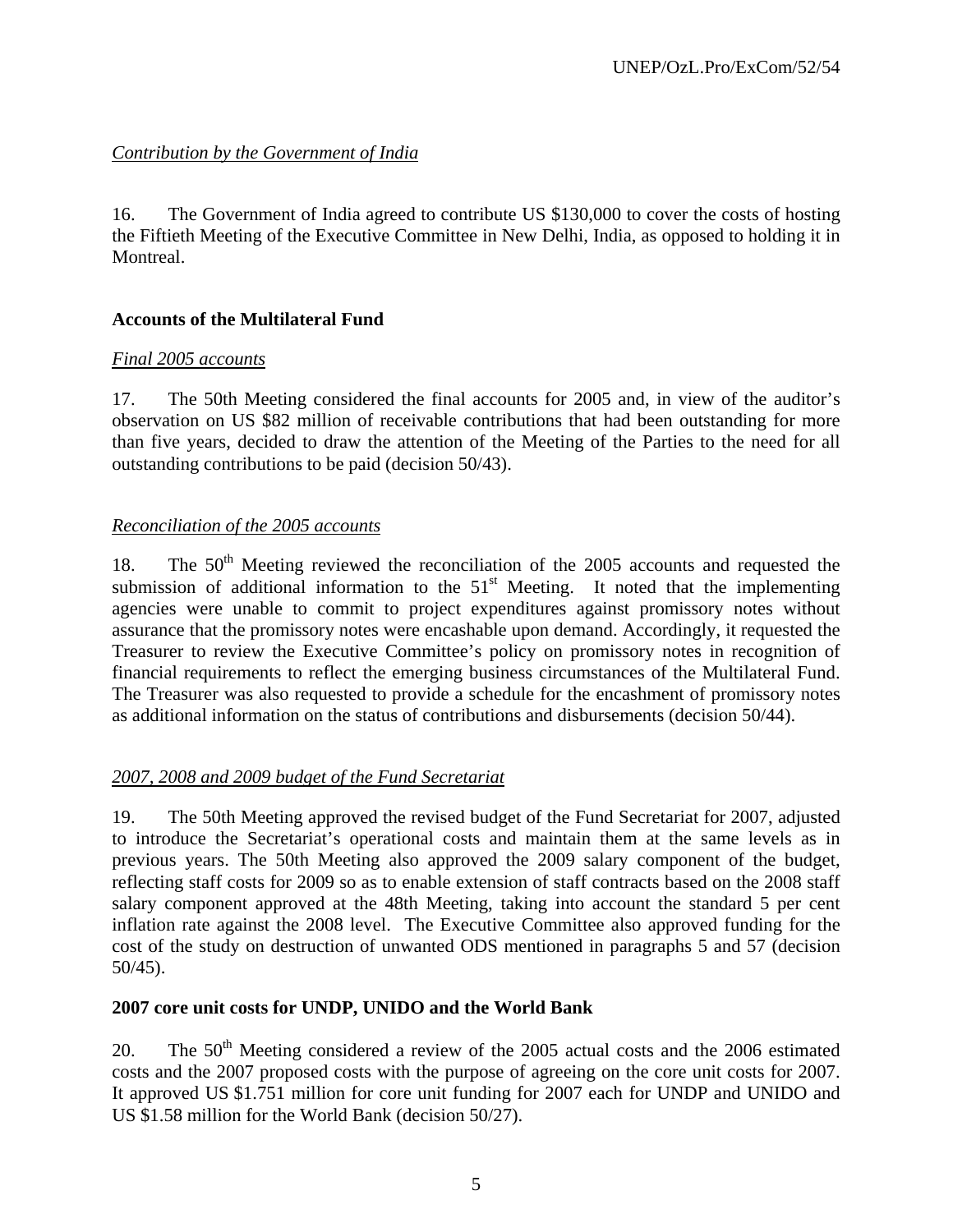*Contribution by the Government of India*

16. The Government of India agreed to contribute US $130,000 to cover the costs of hosting the Fiftieth Meeting of the Executive Committee in New Delhi, India, as opposed to holding it in Montreal.

**Accounts of the Multilateral Fund**

*Final 2005 accounts*

17. The 50th Meeting considered the final accounts for 2005 and, in view of the auditor's observation on US $82 million of receivable contributions that had been outstanding for more than five years, decided to draw the attention of the Meeting of the Parties to the need for all outstanding contributions to be paid (decision 50/43).

*Reconciliation of the 2005 accounts*

18. The 50th Meeting reviewed the reconciliation of the 2005 accounts and requested the submission of additional information to the 51st Meeting. It noted that the implementing agencies were unable to commit to project expenditures against promissory notes without assurance that the promissory notes were encashable upon demand. Accordingly, it requested the Treasurer to review the Executive Committee's policy on promissory notes in recognition of financial requirements to reflect the emerging business circumstances of the Multilateral Fund. The Treasurer was also requested to provide a schedule for the encashment of promissory notes as additional information on the status of contributions and disbursements (decision 50/44).

*2007, 2008 and 2009 budget of the Fund Secretariat*

19. The 50th Meeting approved the revised budget of the Fund Secretariat for 2007, adjusted to introduce the Secretariat's operational costs and maintain them at the same levels as in previous years. The 50th Meeting also approved the 2009 salary component of the budget, reflecting staff costs for 2009 so as to enable extension of staff contracts based on the 2008 staff salary component approved at the 48th Meeting, taking into account the standard 5 per cent inflation rate against the 2008 level. The Executive Committee also approved funding for the cost of the study on destruction of unwanted ODS mentioned in paragraphs 5 and 57 (decision 50/45).

**2007 core unit costs for UNDP, UNIDO and the World Bank**

20. The 50th Meeting considered a review of the 2005 actual costs and the 2006 estimated costs and the 2007 proposed costs with the purpose of agreeing on the core unit costs for 2007. It approved US $1.751 million for core unit funding for 2007 each for UNDP and UNIDO and US $1.58 million for the World Bank (decision 50/27).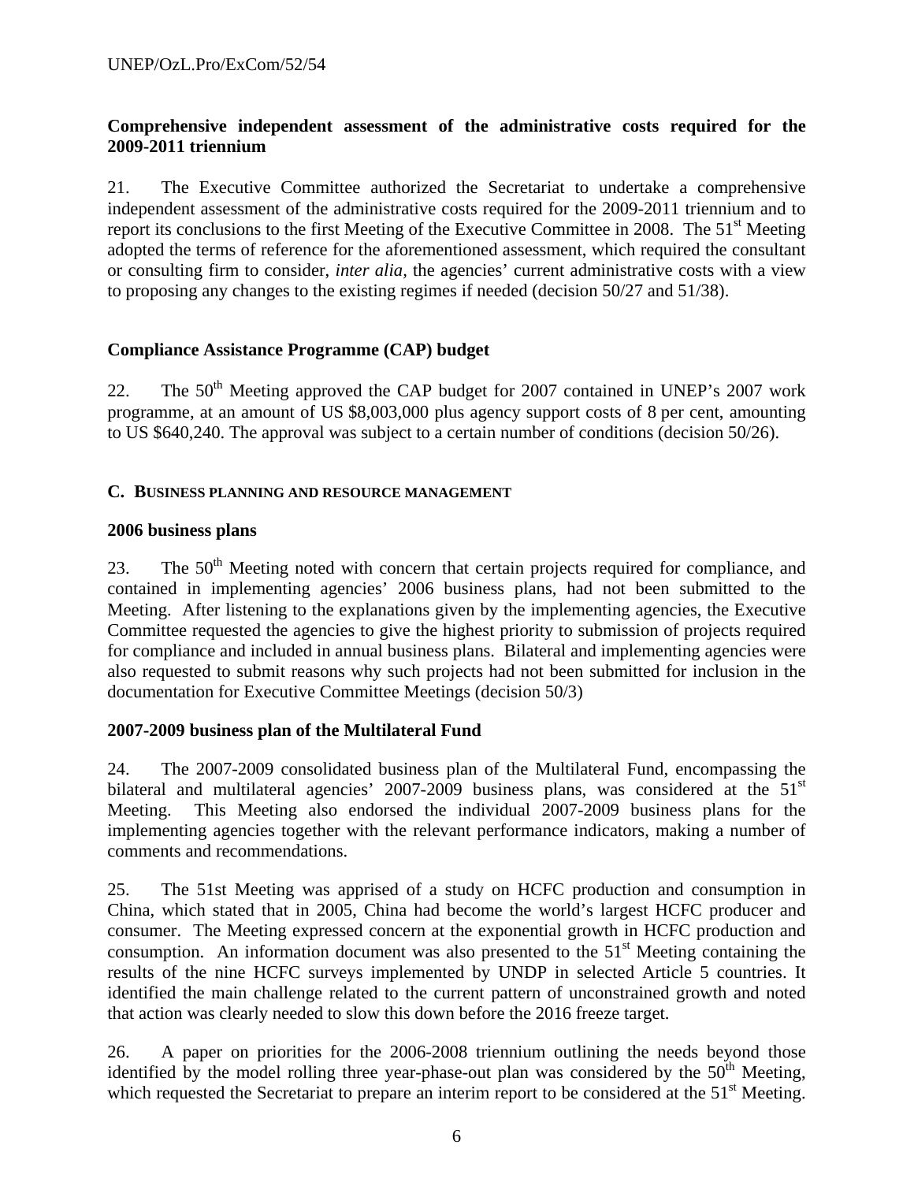**Comprehensive independent assessment of the administrative costs required for the 2009-2011 triennium**

21. The Executive Committee authorized the Secretariat to undertake a comprehensive independent assessment of the administrative costs required for the 2009-2011 triennium and to report its conclusions to the first Meeting of the Executive Committee in 2008. The 51st Meeting adopted the terms of reference for the aforementioned assessment, which required the consultant or consulting firm to consider, *inter alia,* the agencies' current administrative costs with a view to proposing any changes to the existing regimes if needed (decision 50/27 and 51/38).

**Compliance Assistance Programme (CAP) budget**

22. The 50th Meeting approved the CAP budget for 2007 contained in UNEP's 2007 work programme, at an amount of US $8,003,000 plus agency support costs of 8 per cent, amounting to US $640,240. The approval was subject to a certain number of conditions (decision 50/26).

## C. BUSINESS PLANNING AND RESOURCE MANAGEMENT

**2006 business plans**

23. The 50th Meeting noted with concern that certain projects required for compliance, and contained in implementing agencies' 2006 business plans, had not been submitted to the Meeting. After listening to the explanations given by the implementing agencies, the Executive Committee requested the agencies to give the highest priority to submission of projects required for compliance and included in annual business plans. Bilateral and implementing agencies were also requested to submit reasons why such projects had not been submitted for inclusion in the documentation for Executive Committee Meetings (decision 50/3)

**2007-2009 business plan of the Multilateral Fund**

24. The 2007-2009 consolidated business plan of the Multilateral Fund, encompassing the bilateral and multilateral agencies' 2007-2009 business plans, was considered at the 51st Meeting. This Meeting also endorsed the individual 2007-2009 business plans for the implementing agencies together with the relevant performance indicators, making a number of comments and recommendations.

25. The 51st Meeting was apprised of a study on HCFC production and consumption in China, which stated that in 2005, China had become the world's largest HCFC producer and consumer. The Meeting expressed concern at the exponential growth in HCFC production and consumption. An information document was also presented to the 51st Meeting containing the results of the nine HCFC surveys implemented by UNDP in selected Article 5 countries. It identified the main challenge related to the current pattern of unconstrained growth and noted that action was clearly needed to slow this down before the 2016 freeze target.

26. A paper on priorities for the 2006-2008 triennium outlining the needs beyond those identified by the model rolling three year-phase-out plan was considered by the 50th Meeting, which requested the Secretariat to prepare an interim report to be considered at the 51st Meeting.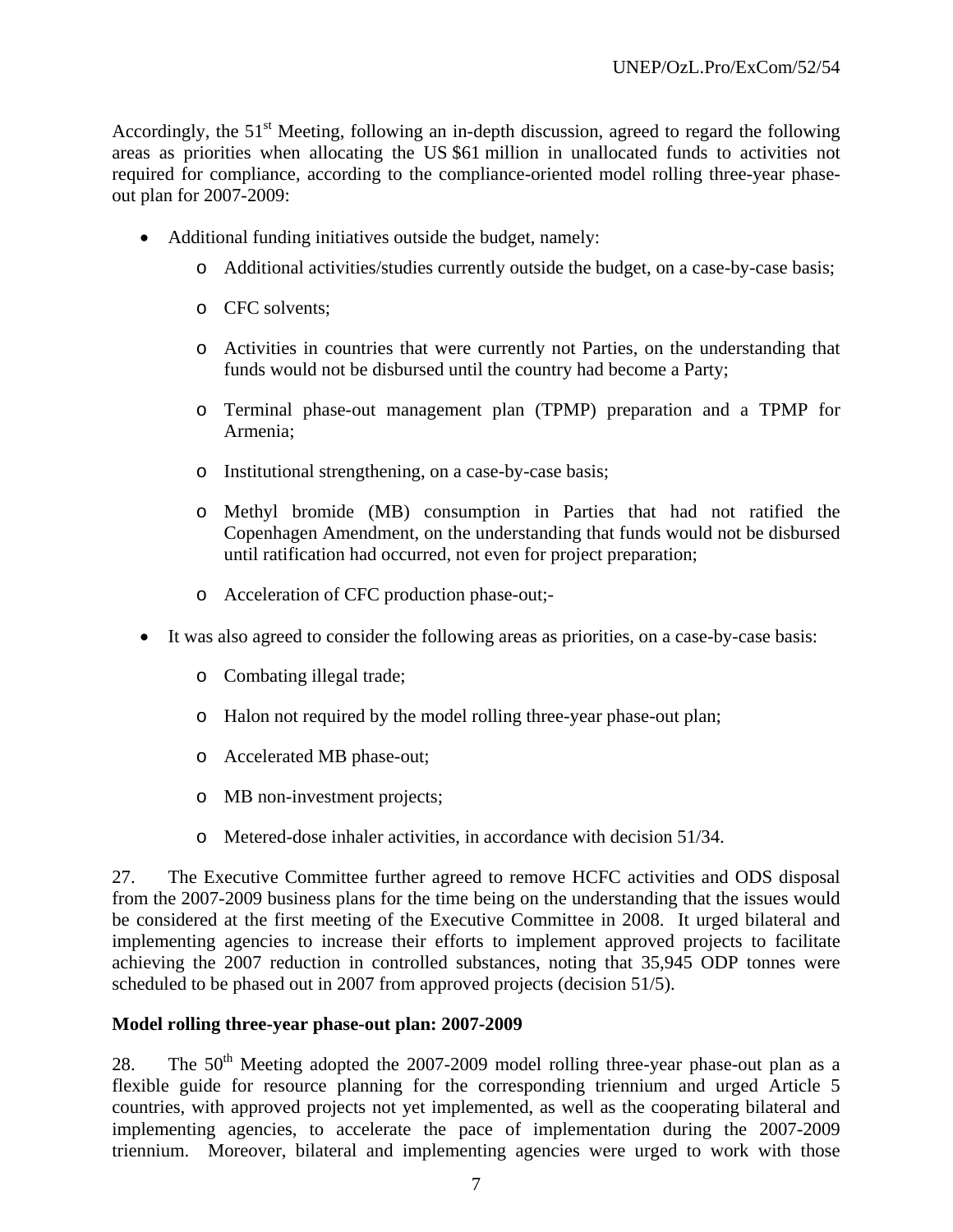Accordingly, the 51st Meeting, following an in-depth discussion, agreed to regard the following areas as priorities when allocating the US $61 million in unallocated funds to activities not required for compliance, according to the compliance-oriented model rolling three-year phase-out plan for 2007-2009:

- Additional funding initiatives outside the budget, namely:
  - Additional activities/studies currently outside the budget, on a case-by-case basis;
  - CFC solvents;
  - Activities in countries that were currently not Parties, on the understanding that funds would not be disbursed until the country had become a Party;
  - Terminal phase-out management plan (TPMP) preparation and a TPMP for Armenia;
  - Institutional strengthening, on a case-by-case basis;
  - Methyl bromide (MB) consumption in Parties that had not ratified the Copenhagen Amendment, on the understanding that funds would not be disbursed until ratification had occurred, not even for project preparation;
  - Acceleration of CFC production phase-out;-
- It was also agreed to consider the following areas as priorities, on a case-by-case basis:
  - Combating illegal trade;
  - Halon not required by the model rolling three-year phase-out plan;
  - Accelerated MB phase-out;
  - MB non-investment projects;
  - Metered-dose inhaler activities, in accordance with decision 51/34.

27. The Executive Committee further agreed to remove HCFC activities and ODS disposal from the 2007-2009 business plans for the time being on the understanding that the issues would be considered at the first meeting of the Executive Committee in 2008. It urged bilateral and implementing agencies to increase their efforts to implement approved projects to facilitate achieving the 2007 reduction in controlled substances, noting that 35,945 ODP tonnes were scheduled to be phased out in 2007 from approved projects (decision 51/5).

**Model rolling three-year phase-out plan: 2007-2009**

28. The 50th Meeting adopted the 2007-2009 model rolling three-year phase-out plan as a flexible guide for resource planning for the corresponding triennium and urged Article 5 countries, with approved projects not yet implemented, as well as the cooperating bilateral and implementing agencies, to accelerate the pace of implementation during the 2007-2009 triennium. Moreover, bilateral and implementing agencies were urged to work with those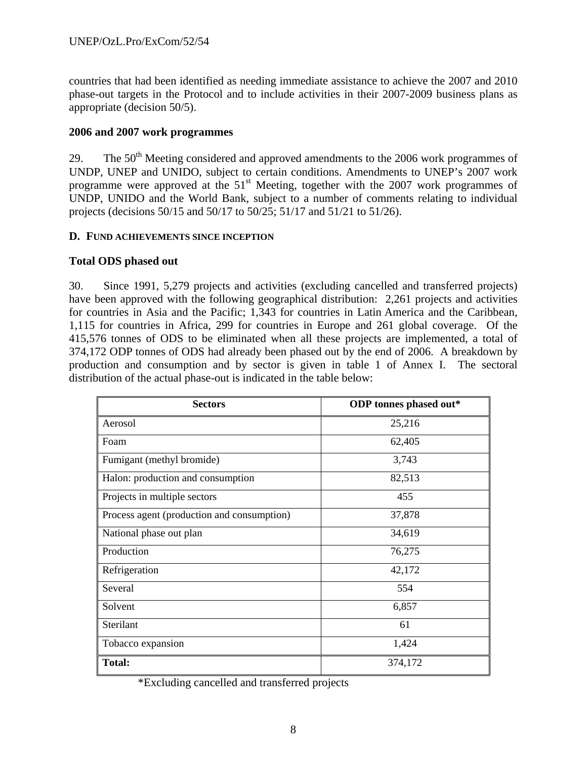countries that had been identified as needing immediate assistance to achieve the 2007 and 2010 phase-out targets in the Protocol and to include activities in their 2007-2009 business plans as appropriate (decision 50/5).

**2006 and 2007 work programmes**

29. The 50th Meeting considered and approved amendments to the 2006 work programmes of UNDP, UNEP and UNIDO, subject to certain conditions. Amendments to UNEP's 2007 work programme were approved at the 51st Meeting, together with the 2007 work programmes of UNDP, UNIDO and the World Bank, subject to a number of comments relating to individual projects (decisions 50/15 and 50/17 to 50/25; 51/17 and 51/21 to 51/26).

### D. FUND ACHIEVEMENTS SINCE INCEPTION

**Total ODS phased out**

30. Since 1991, 5,279 projects and activities (excluding cancelled and transferred projects) have been approved with the following geographical distribution: 2,261 projects and activities for countries in Asia and the Pacific; 1,343 for countries in Latin America and the Caribbean, 1,115 for countries in Africa, 299 for countries in Europe and 261 global coverage. Of the 415,576 tonnes of ODS to be eliminated when all these projects are implemented, a total of 374,172 ODP tonnes of ODS had already been phased out by the end of 2006. A breakdown by production and consumption and by sector is given in table 1 of Annex I. The sectoral distribution of the actual phase-out is indicated in the table below:

| Sectors | ODP tonnes phased out* |
|---|---|
| Aerosol | 25,216 |
| Foam | 62,405 |
| Fumigant (methyl bromide) | 3,743 |
| Halon: production and consumption | 82,513 |
| Projects in multiple sectors | 455 |
| Process agent (production and consumption) | 37,878 |
| National phase out plan | 34,619 |
| Production | 76,275 |
| Refrigeration | 42,172 |
| Several | 554 |
| Solvent | 6,857 |
| Sterilant | 61 |
| Tobacco expansion | 1,424 |
| **Total:** | 374,172 |

*Excluding cancelled and transferred projects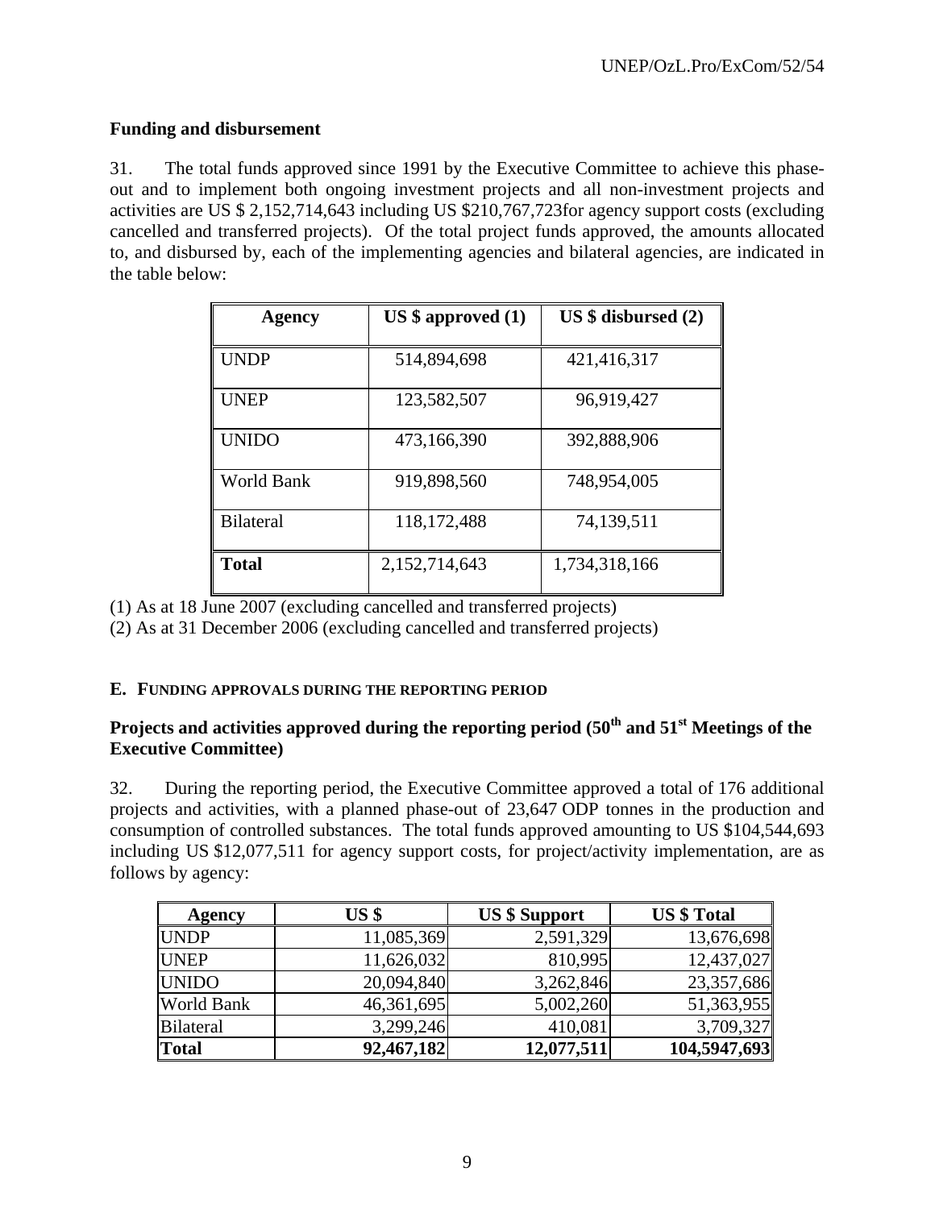### Funding and disbursement

31. The total funds approved since 1991 by the Executive Committee to achieve this phase-out and to implement both ongoing investment projects and all non-investment projects and activities are US $ 2,152,714,643 including US $210,767,723for agency support costs (excluding cancelled and transferred projects). Of the total project funds approved, the amounts allocated to, and disbursed by, each of the implementing agencies and bilateral agencies, are indicated in the table below:

| Agency | US $ approved (1) | US $ disbursed (2) |
|---|---|---|
| UNDP | 514,894,698 | 421,416,317 |
| UNEP | 123,582,507 | 96,919,427 |
| UNIDO | 473,166,390 | 392,888,906 |
| World Bank | 919,898,560 | 748,954,005 |
| Bilateral | 118,172,488 | 74,139,511 |
| **Total** | 2,152,714,643 | 1,734,318,166 |

(1) As at 18 June 2007 (excluding cancelled and transferred projects)
(2) As at 31 December 2006 (excluding cancelled and transferred projects)

## E. FUNDING APPROVALS DURING THE REPORTING PERIOD

### Projects and activities approved during the reporting period (50th and 51st Meetings of the Executive Committee)

32. During the reporting period, the Executive Committee approved a total of 176 additional projects and activities, with a planned phase-out of 23,647 ODP tonnes in the production and consumption of controlled substances. The total funds approved amounting to US $104,544,693 including US $12,077,511 for agency support costs, for project/activity implementation, are as follows by agency:

| Agency | US $ | US $ Support | US $ Total |
|---|---|---|---|
| UNDP | 11,085,369 | 2,591,329 | 13,676,698 |
| UNEP | 11,626,032 | 810,995 | 12,437,027 |
| UNIDO | 20,094,840 | 3,262,846 | 23,357,686 |
| World Bank | 46,361,695 | 5,002,260 | 51,363,955 |
| Bilateral | 3,299,246 | 410,081 | 3,709,327 |
| **Total** | **92,467,182** | **12,077,511** | **104,5947,693** |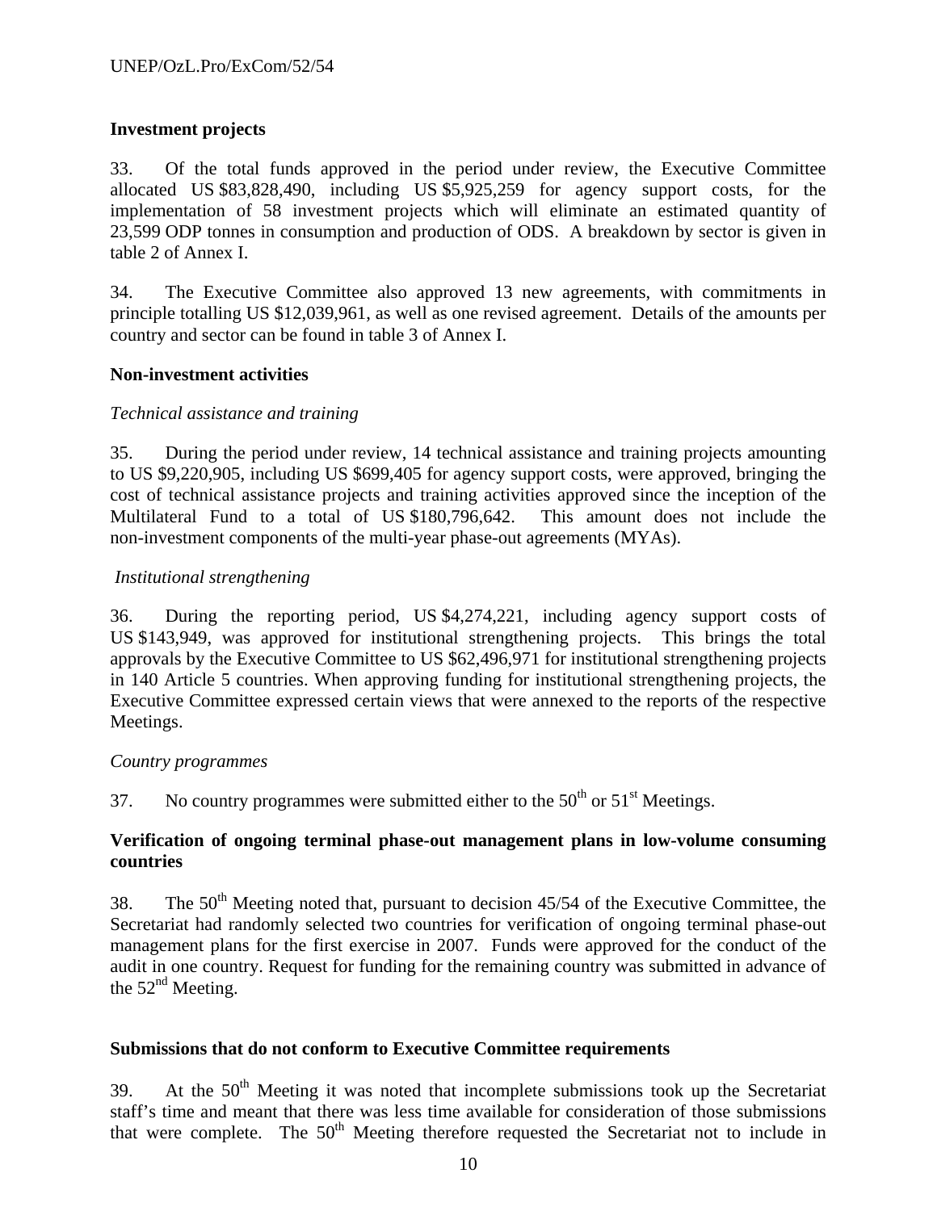## Investment projects

33. Of the total funds approved in the period under review, the Executive Committee allocated US $83,828,490, including US $5,925,259 for agency support costs, for the implementation of 58 investment projects which will eliminate an estimated quantity of 23,599 ODP tonnes in consumption and production of ODS. A breakdown by sector is given in table 2 of Annex I.

34. The Executive Committee also approved 13 new agreements, with commitments in principle totalling US $12,039,961, as well as one revised agreement. Details of the amounts per country and sector can be found in table 3 of Annex I.

## Non-investment activities

*Technical assistance and training*

35. During the period under review, 14 technical assistance and training projects amounting to US $9,220,905, including US $699,405 for agency support costs, were approved, bringing the cost of technical assistance projects and training activities approved since the inception of the Multilateral Fund to a total of US $180,796,642. This amount does not include the non-investment components of the multi-year phase-out agreements (MYAs).

*Institutional strengthening*

36. During the reporting period, US $4,274,221, including agency support costs of US $143,949, was approved for institutional strengthening projects. This brings the total approvals by the Executive Committee to US $62,496,971 for institutional strengthening projects in 140 Article 5 countries. When approving funding for institutional strengthening projects, the Executive Committee expressed certain views that were annexed to the reports of the respective Meetings.

*Country programmes*

37. No country programmes were submitted either to the 50th or 51st Meetings.

## Verification of ongoing terminal phase-out management plans in low-volume consuming countries

38. The 50th Meeting noted that, pursuant to decision 45/54 of the Executive Committee, the Secretariat had randomly selected two countries for verification of ongoing terminal phase-out management plans for the first exercise in 2007. Funds were approved for the conduct of the audit in one country. Request for funding for the remaining country was submitted in advance of the 52nd Meeting.

## Submissions that do not conform to Executive Committee requirements

39. At the 50th Meeting it was noted that incomplete submissions took up the Secretariat staff's time and meant that there was less time available for consideration of those submissions that were complete. The 50th Meeting therefore requested the Secretariat not to include in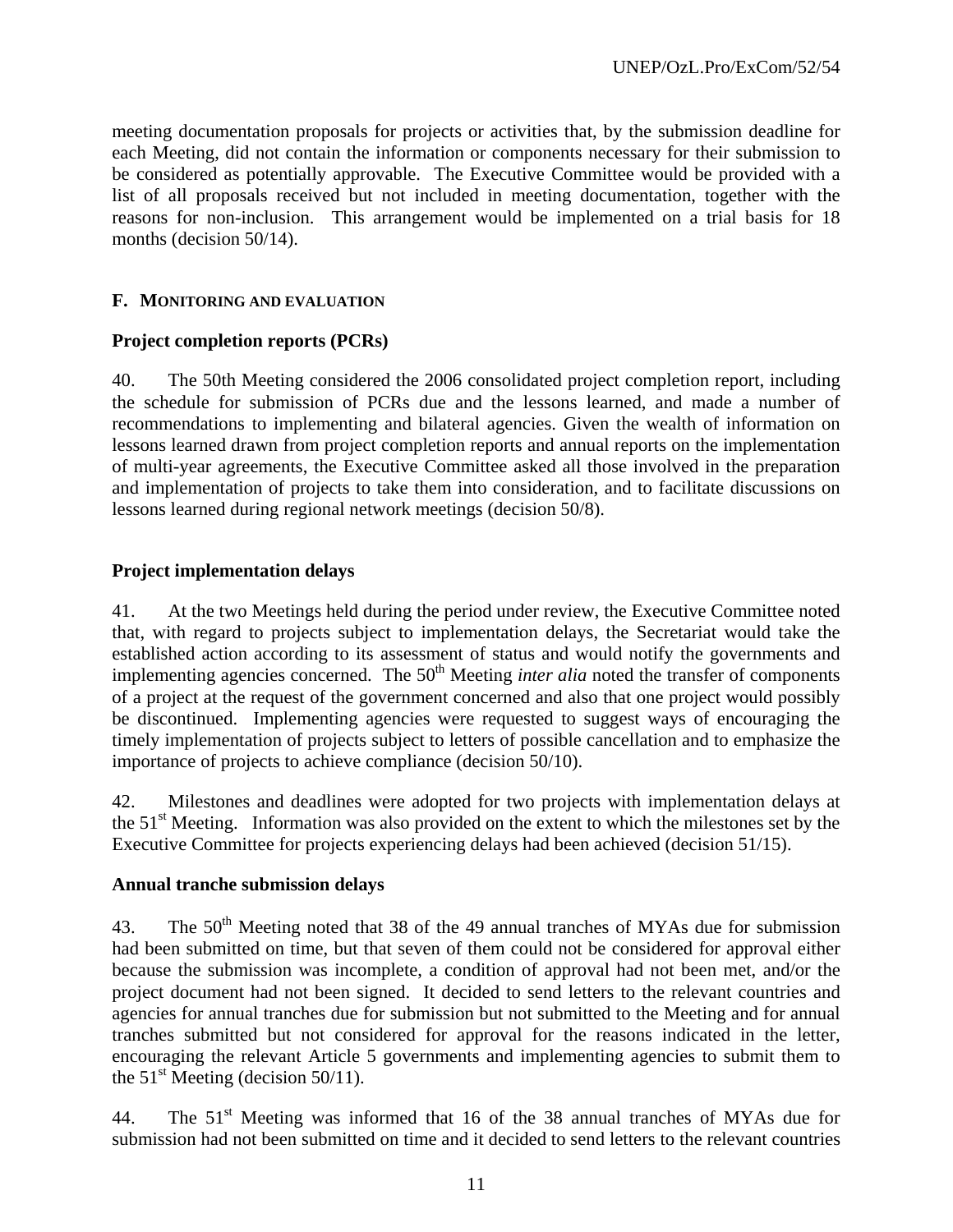meeting documentation proposals for projects or activities that, by the submission deadline for each Meeting, did not contain the information or components necessary for their submission to be considered as potentially approvable. The Executive Committee would be provided with a list of all proposals received but not included in meeting documentation, together with the reasons for non-inclusion. This arrangement would be implemented on a trial basis for 18 months (decision 50/14).

## F. MONITORING AND EVALUATION

### Project completion reports (PCRs)

40. The 50th Meeting considered the 2006 consolidated project completion report, including the schedule for submission of PCRs due and the lessons learned, and made a number of recommendations to implementing and bilateral agencies. Given the wealth of information on lessons learned drawn from project completion reports and annual reports on the implementation of multi-year agreements, the Executive Committee asked all those involved in the preparation and implementation of projects to take them into consideration, and to facilitate discussions on lessons learned during regional network meetings (decision 50/8).

### Project implementation delays

41. At the two Meetings held during the period under review, the Executive Committee noted that, with regard to projects subject to implementation delays, the Secretariat would take the established action according to its assessment of status and would notify the governments and implementing agencies concerned. The 50th Meeting *inter alia* noted the transfer of components of a project at the request of the government concerned and also that one project would possibly be discontinued. Implementing agencies were requested to suggest ways of encouraging the timely implementation of projects subject to letters of possible cancellation and to emphasize the importance of projects to achieve compliance (decision 50/10).

42. Milestones and deadlines were adopted for two projects with implementation delays at the 51st Meeting. Information was also provided on the extent to which the milestones set by the Executive Committee for projects experiencing delays had been achieved (decision 51/15).

### Annual tranche submission delays

43. The 50th Meeting noted that 38 of the 49 annual tranches of MYAs due for submission had been submitted on time, but that seven of them could not be considered for approval either because the submission was incomplete, a condition of approval had not been met, and/or the project document had not been signed. It decided to send letters to the relevant countries and agencies for annual tranches due for submission but not submitted to the Meeting and for annual tranches submitted but not considered for approval for the reasons indicated in the letter, encouraging the relevant Article 5 governments and implementing agencies to submit them to the 51st Meeting (decision 50/11).

44. The 51st Meeting was informed that 16 of the 38 annual tranches of MYAs due for submission had not been submitted on time and it decided to send letters to the relevant countries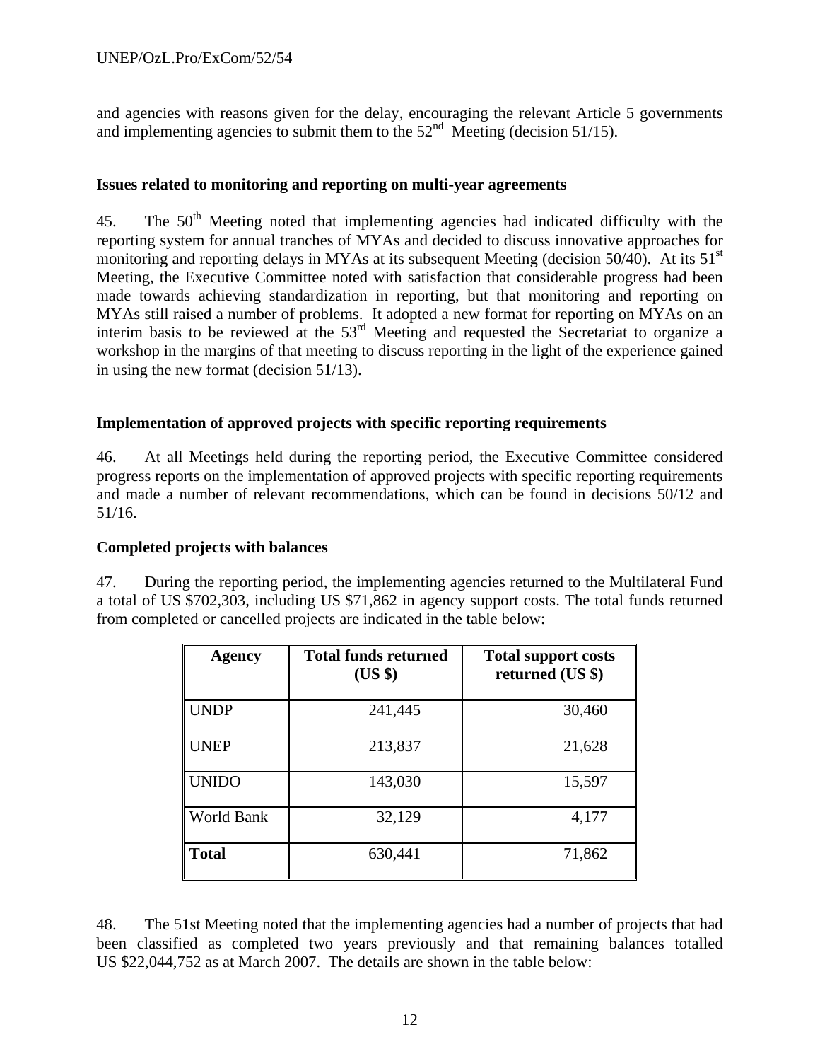and agencies with reasons given for the delay, encouraging the relevant Article 5 governments and implementing agencies to submit them to the 52nd Meeting (decision 51/15).

**Issues related to monitoring and reporting on multi-year agreements**

45. The 50th Meeting noted that implementing agencies had indicated difficulty with the reporting system for annual tranches of MYAs and decided to discuss innovative approaches for monitoring and reporting delays in MYAs at its subsequent Meeting (decision 50/40). At its 51st Meeting, the Executive Committee noted with satisfaction that considerable progress had been made towards achieving standardization in reporting, but that monitoring and reporting on MYAs still raised a number of problems. It adopted a new format for reporting on MYAs on an interim basis to be reviewed at the 53rd Meeting and requested the Secretariat to organize a workshop in the margins of that meeting to discuss reporting in the light of the experience gained in using the new format (decision 51/13).

**Implementation of approved projects with specific reporting requirements**

46. At all Meetings held during the reporting period, the Executive Committee considered progress reports on the implementation of approved projects with specific reporting requirements and made a number of relevant recommendations, which can be found in decisions 50/12 and 51/16.

**Completed projects with balances**

47. During the reporting period, the implementing agencies returned to the Multilateral Fund a total of US $702,303, including US $71,862 in agency support costs. The total funds returned from completed or cancelled projects are indicated in the table below:

| Agency | Total funds returned (US $) | Total support costs returned (US $) |
|---|---|---|
| UNDP | 241,445 | 30,460 |
| UNEP | 213,837 | 21,628 |
| UNIDO | 143,030 | 15,597 |
| World Bank | 32,129 | 4,177 |
| **Total** | 630,441 | 71,862 |

48. The 51st Meeting noted that the implementing agencies had a number of projects that had been classified as completed two years previously and that remaining balances totalled US $22,044,752 as at March 2007. The details are shown in the table below: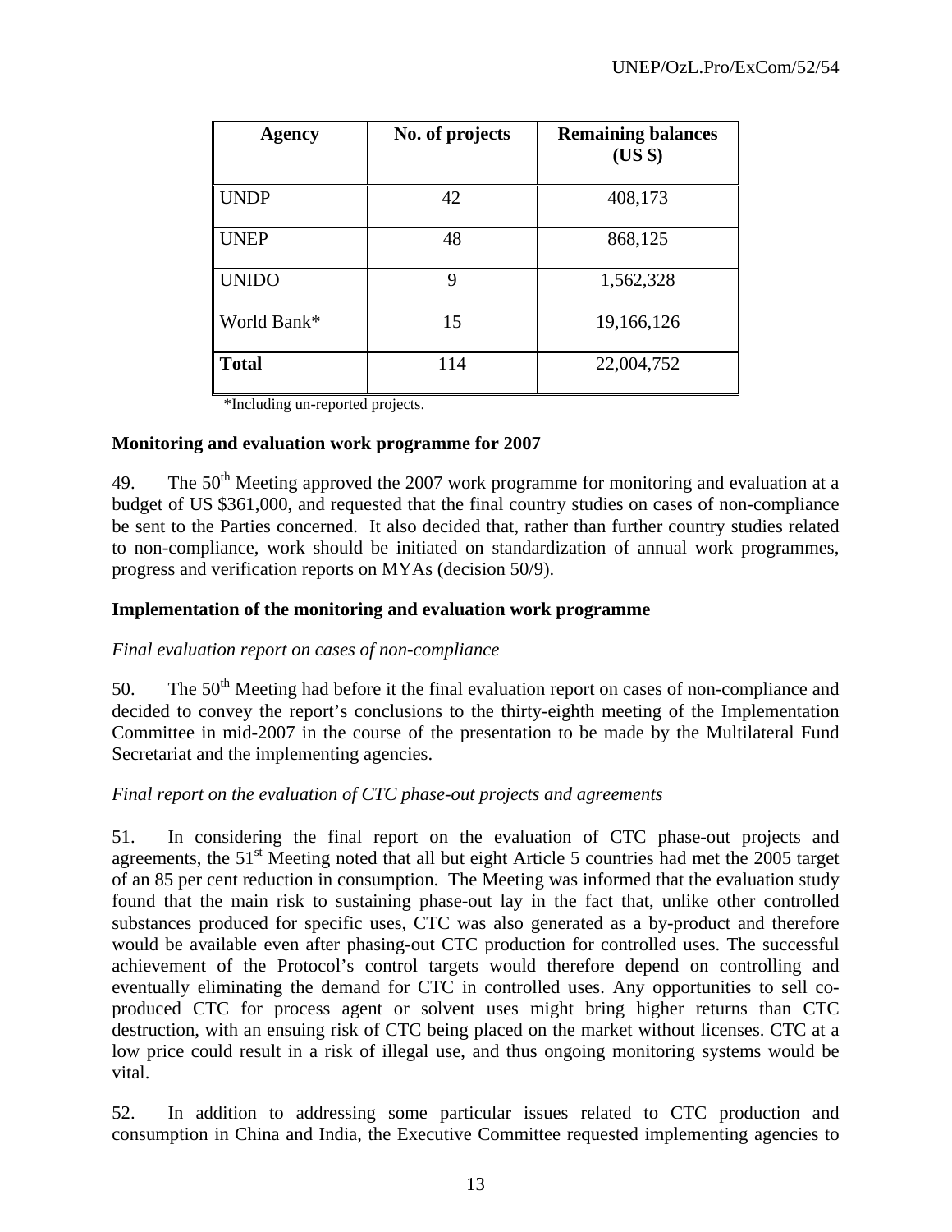| Agency | No. of projects | Remaining balances (US $) |
|---|---|---|
| UNDP | 42 | 408,173 |
| UNEP | 48 | 868,125 |
| UNIDO | 9 | 1,562,328 |
| World Bank* | 15 | 19,166,126 |
| **Total** | 114 | 22,004,752 |

*Including un-reported projects.

**Monitoring and evaluation work programme for 2007**

49. The 50th Meeting approved the 2007 work programme for monitoring and evaluation at a budget of US $361,000, and requested that the final country studies on cases of non-compliance be sent to the Parties concerned. It also decided that, rather than further country studies related to non-compliance, work should be initiated on standardization of annual work programmes, progress and verification reports on MYAs (decision 50/9).

**Implementation of the monitoring and evaluation work programme**

*Final evaluation report on cases of non-compliance*

50. The 50th Meeting had before it the final evaluation report on cases of non-compliance and decided to convey the report's conclusions to the thirty-eighth meeting of the Implementation Committee in mid-2007 in the course of the presentation to be made by the Multilateral Fund Secretariat and the implementing agencies.

*Final report on the evaluation of CTC phase-out projects and agreements*

51. In considering the final report on the evaluation of CTC phase-out projects and agreements, the 51st Meeting noted that all but eight Article 5 countries had met the 2005 target of an 85 per cent reduction in consumption. The Meeting was informed that the evaluation study found that the main risk to sustaining phase-out lay in the fact that, unlike other controlled substances produced for specific uses, CTC was also generated as a by-product and therefore would be available even after phasing-out CTC production for controlled uses. The successful achievement of the Protocol's control targets would therefore depend on controlling and eventually eliminating the demand for CTC in controlled uses. Any opportunities to sell co-produced CTC for process agent or solvent uses might bring higher returns than CTC destruction, with an ensuing risk of CTC being placed on the market without licenses. CTC at a low price could result in a risk of illegal use, and thus ongoing monitoring systems would be vital.

52. In addition to addressing some particular issues related to CTC production and consumption in China and India, the Executive Committee requested implementing agencies to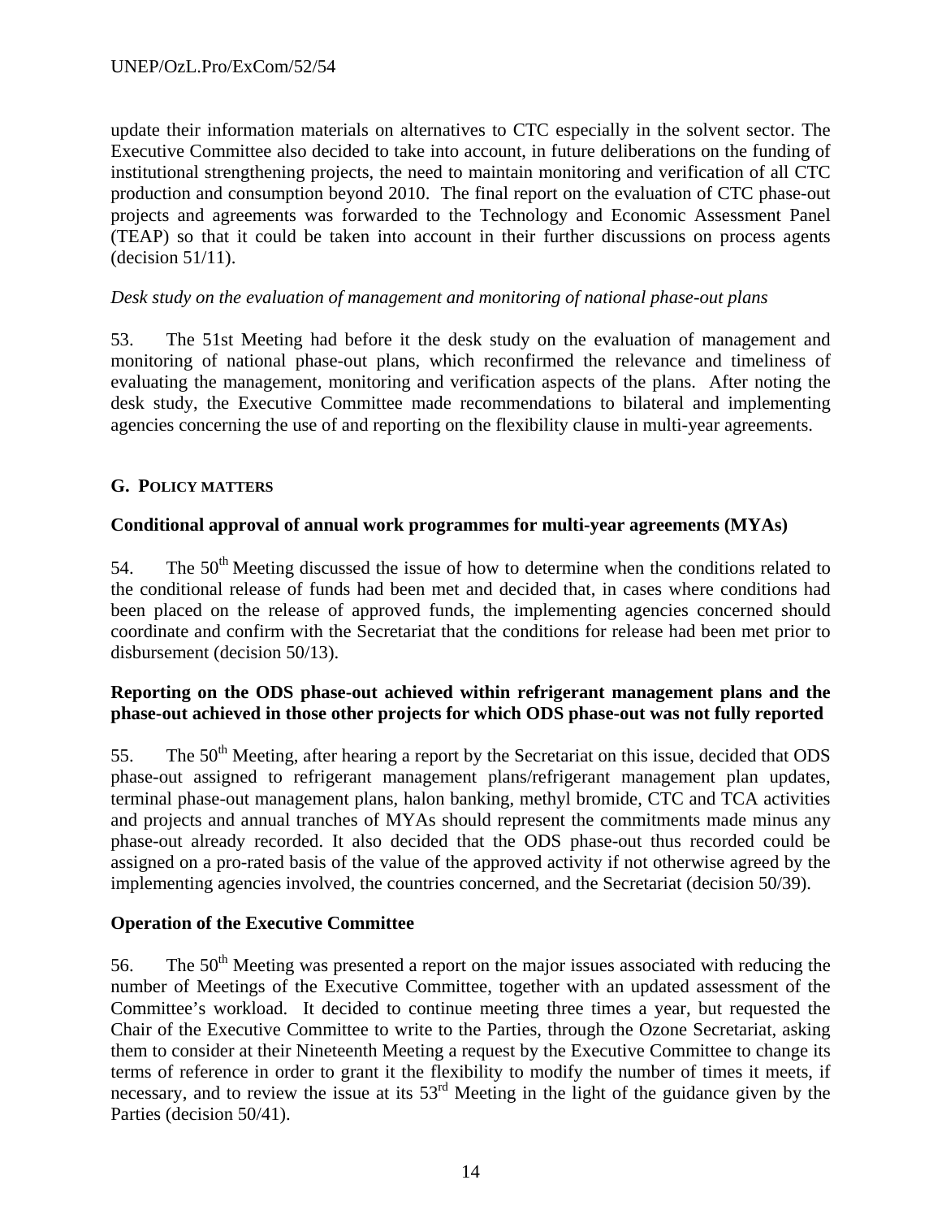update their information materials on alternatives to CTC especially in the solvent sector. The Executive Committee also decided to take into account, in future deliberations on the funding of institutional strengthening projects, the need to maintain monitoring and verification of all CTC production and consumption beyond 2010. The final report on the evaluation of CTC phase-out projects and agreements was forwarded to the Technology and Economic Assessment Panel (TEAP) so that it could be taken into account in their further discussions on process agents (decision 51/11).

*Desk study on the evaluation of management and monitoring of national phase-out plans*

53. The 51st Meeting had before it the desk study on the evaluation of management and monitoring of national phase-out plans, which reconfirmed the relevance and timeliness of evaluating the management, monitoring and verification aspects of the plans. After noting the desk study, the Executive Committee made recommendations to bilateral and implementing agencies concerning the use of and reporting on the flexibility clause in multi-year agreements.

## G. POLICY MATTERS

### Conditional approval of annual work programmes for multi-year agreements (MYAs)

54. The 50th Meeting discussed the issue of how to determine when the conditions related to the conditional release of funds had been met and decided that, in cases where conditions had been placed on the release of approved funds, the implementing agencies concerned should coordinate and confirm with the Secretariat that the conditions for release had been met prior to disbursement (decision 50/13).

### Reporting on the ODS phase-out achieved within refrigerant management plans and the phase-out achieved in those other projects for which ODS phase-out was not fully reported

55. The 50th Meeting, after hearing a report by the Secretariat on this issue, decided that ODS phase-out assigned to refrigerant management plans/refrigerant management plan updates, terminal phase-out management plans, halon banking, methyl bromide, CTC and TCA activities and projects and annual tranches of MYAs should represent the commitments made minus any phase-out already recorded. It also decided that the ODS phase-out thus recorded could be assigned on a pro-rated basis of the value of the approved activity if not otherwise agreed by the implementing agencies involved, the countries concerned, and the Secretariat (decision 50/39).

### Operation of the Executive Committee

56. The 50th Meeting was presented a report on the major issues associated with reducing the number of Meetings of the Executive Committee, together with an updated assessment of the Committee's workload. It decided to continue meeting three times a year, but requested the Chair of the Executive Committee to write to the Parties, through the Ozone Secretariat, asking them to consider at their Nineteenth Meeting a request by the Executive Committee to change its terms of reference in order to grant it the flexibility to modify the number of times it meets, if necessary, and to review the issue at its 53rd Meeting in the light of the guidance given by the Parties (decision 50/41).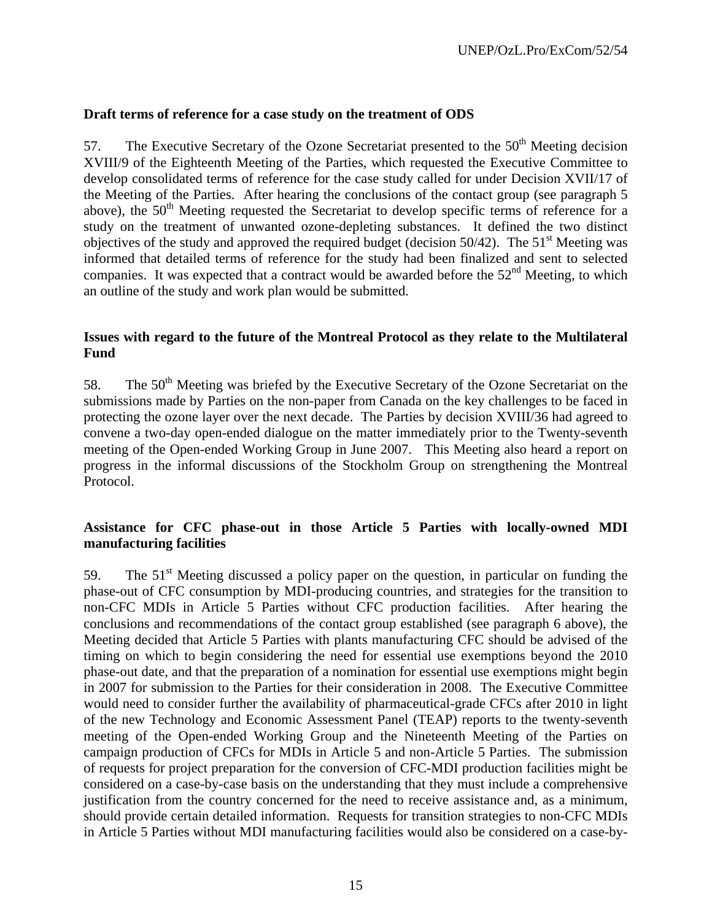**Draft terms of reference for a case study on the treatment of ODS**

57. The Executive Secretary of the Ozone Secretariat presented to the 50th Meeting decision XVIII/9 of the Eighteenth Meeting of the Parties, which requested the Executive Committee to develop consolidated terms of reference for the case study called for under Decision XVII/17 of the Meeting of the Parties. After hearing the conclusions of the contact group (see paragraph 5 above), the 50th Meeting requested the Secretariat to develop specific terms of reference for a study on the treatment of unwanted ozone-depleting substances. It defined the two distinct objectives of the study and approved the required budget (decision 50/42). The 51st Meeting was informed that detailed terms of reference for the study had been finalized and sent to selected companies. It was expected that a contract would be awarded before the 52nd Meeting, to which an outline of the study and work plan would be submitted.

**Issues with regard to the future of the Montreal Protocol as they relate to the Multilateral Fund**

58. The 50th Meeting was briefed by the Executive Secretary of the Ozone Secretariat on the submissions made by Parties on the non-paper from Canada on the key challenges to be faced in protecting the ozone layer over the next decade. The Parties by decision XVIII/36 had agreed to convene a two-day open-ended dialogue on the matter immediately prior to the Twenty-seventh meeting of the Open-ended Working Group in June 2007. This Meeting also heard a report on progress in the informal discussions of the Stockholm Group on strengthening the Montreal Protocol.

**Assistance for CFC phase-out in those Article 5 Parties with locally-owned MDI manufacturing facilities**

59. The 51st Meeting discussed a policy paper on the question, in particular on funding the phase-out of CFC consumption by MDI-producing countries, and strategies for the transition to non-CFC MDIs in Article 5 Parties without CFC production facilities. After hearing the conclusions and recommendations of the contact group established (see paragraph 6 above), the Meeting decided that Article 5 Parties with plants manufacturing CFC should be advised of the timing on which to begin considering the need for essential use exemptions beyond the 2010 phase-out date, and that the preparation of a nomination for essential use exemptions might begin in 2007 for submission to the Parties for their consideration in 2008. The Executive Committee would need to consider further the availability of pharmaceutical-grade CFCs after 2010 in light of the new Technology and Economic Assessment Panel (TEAP) reports to the twenty-seventh meeting of the Open-ended Working Group and the Nineteenth Meeting of the Parties on campaign production of CFCs for MDIs in Article 5 and non-Article 5 Parties. The submission of requests for project preparation for the conversion of CFC-MDI production facilities might be considered on a case-by-case basis on the understanding that they must include a comprehensive justification from the country concerned for the need to receive assistance and, as a minimum, should provide certain detailed information. Requests for transition strategies to non-CFC MDIs in Article 5 Parties without MDI manufacturing facilities would also be considered on a case-by-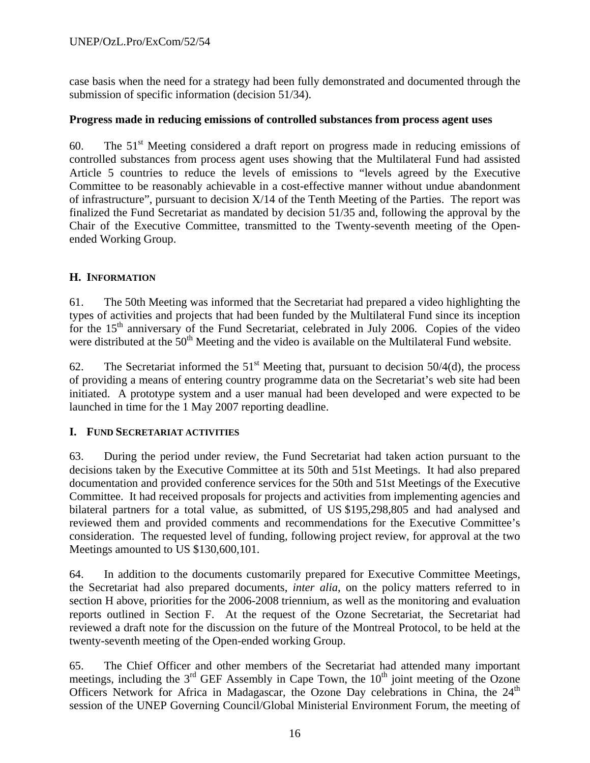case basis when the need for a strategy had been fully demonstrated and documented through the submission of specific information (decision 51/34).

**Progress made in reducing emissions of controlled substances from process agent uses**

60. The 51st Meeting considered a draft report on progress made in reducing emissions of controlled substances from process agent uses showing that the Multilateral Fund had assisted Article 5 countries to reduce the levels of emissions to "levels agreed by the Executive Committee to be reasonably achievable in a cost-effective manner without undue abandonment of infrastructure", pursuant to decision X/14 of the Tenth Meeting of the Parties. The report was finalized the Fund Secretariat as mandated by decision 51/35 and, following the approval by the Chair of the Executive Committee, transmitted to the Twenty-seventh meeting of the Open-ended Working Group.

## H. INFORMATION

61. The 50th Meeting was informed that the Secretariat had prepared a video highlighting the types of activities and projects that had been funded by the Multilateral Fund since its inception for the 15th anniversary of the Fund Secretariat, celebrated in July 2006. Copies of the video were distributed at the 50th Meeting and the video is available on the Multilateral Fund website.

62. The Secretariat informed the 51st Meeting that, pursuant to decision 50/4(d), the process of providing a means of entering country programme data on the Secretariat's web site had been initiated. A prototype system and a user manual had been developed and were expected to be launched in time for the 1 May 2007 reporting deadline.

## I. FUND SECRETARIAT ACTIVITIES

63. During the period under review, the Fund Secretariat had taken action pursuant to the decisions taken by the Executive Committee at its 50th and 51st Meetings. It had also prepared documentation and provided conference services for the 50th and 51st Meetings of the Executive Committee. It had received proposals for projects and activities from implementing agencies and bilateral partners for a total value, as submitted, of US $195,298,805 and had analysed and reviewed them and provided comments and recommendations for the Executive Committee's consideration. The requested level of funding, following project review, for approval at the two Meetings amounted to US $130,600,101.

64. In addition to the documents customarily prepared for Executive Committee Meetings, the Secretariat had also prepared documents, *inter alia*, on the policy matters referred to in section H above, priorities for the 2006-2008 triennium, as well as the monitoring and evaluation reports outlined in Section F. At the request of the Ozone Secretariat, the Secretariat had reviewed a draft note for the discussion on the future of the Montreal Protocol, to be held at the twenty-seventh meeting of the Open-ended working Group.

65. The Chief Officer and other members of the Secretariat had attended many important meetings, including the 3rd GEF Assembly in Cape Town, the 10th joint meeting of the Ozone Officers Network for Africa in Madagascar, the Ozone Day celebrations in China, the 24th session of the UNEP Governing Council/Global Ministerial Environment Forum, the meeting of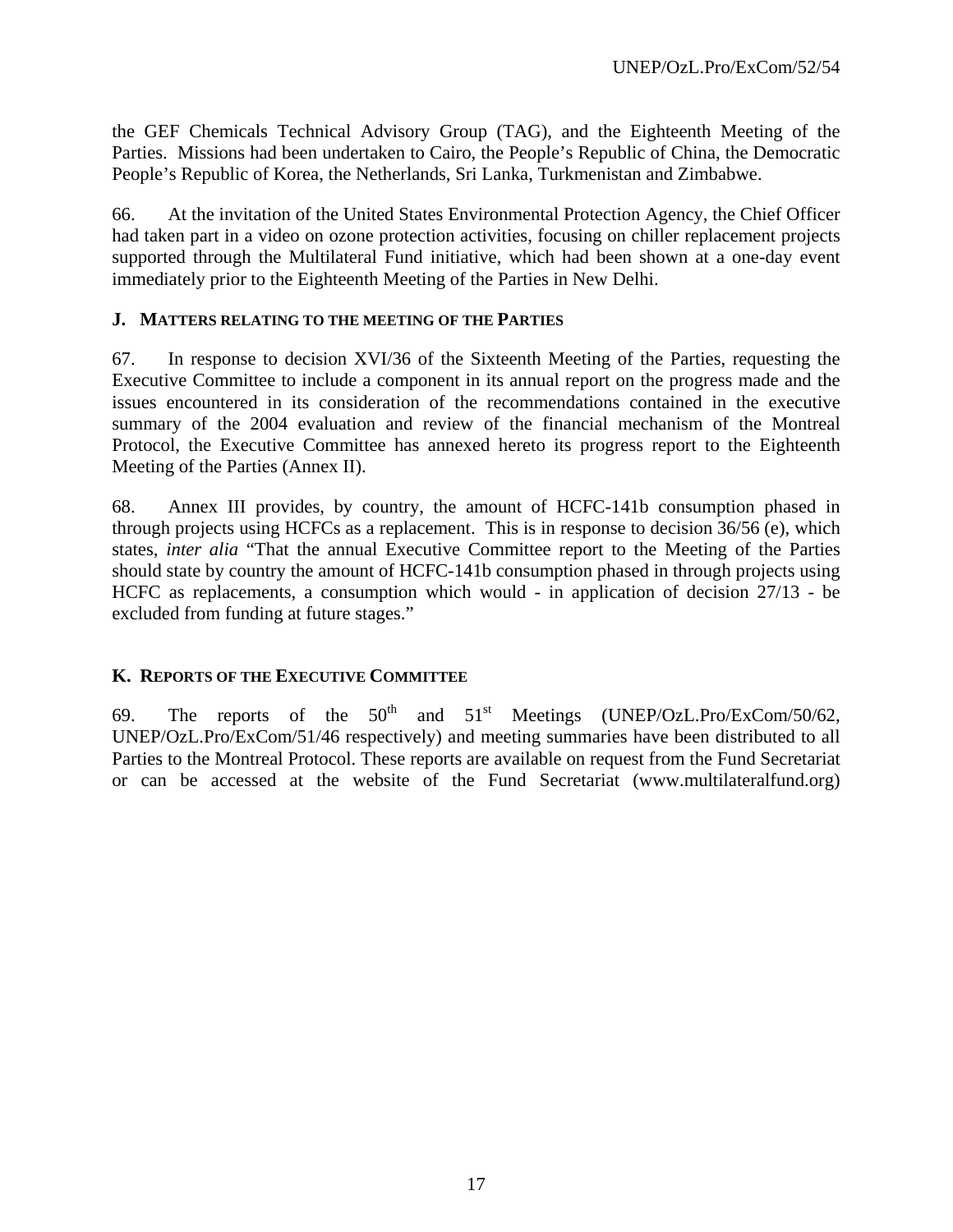the GEF Chemicals Technical Advisory Group (TAG), and the Eighteenth Meeting of the Parties. Missions had been undertaken to Cairo, the People's Republic of China, the Democratic People's Republic of Korea, the Netherlands, Sri Lanka, Turkmenistan and Zimbabwe.

66. At the invitation of the United States Environmental Protection Agency, the Chief Officer had taken part in a video on ozone protection activities, focusing on chiller replacement projects supported through the Multilateral Fund initiative, which had been shown at a one-day event immediately prior to the Eighteenth Meeting of the Parties in New Delhi.

### J. MATTERS RELATING TO THE MEETING OF THE PARTIES

67. In response to decision XVI/36 of the Sixteenth Meeting of the Parties, requesting the Executive Committee to include a component in its annual report on the progress made and the issues encountered in its consideration of the recommendations contained in the executive summary of the 2004 evaluation and review of the financial mechanism of the Montreal Protocol, the Executive Committee has annexed hereto its progress report to the Eighteenth Meeting of the Parties (Annex II).

68. Annex III provides, by country, the amount of HCFC-141b consumption phased in through projects using HCFCs as a replacement. This is in response to decision 36/56 (e), which states, *inter alia* "That the annual Executive Committee report to the Meeting of the Parties should state by country the amount of HCFC-141b consumption phased in through projects using HCFC as replacements, a consumption which would - in application of decision 27/13 - be excluded from funding at future stages."

### K. REPORTS OF THE EXECUTIVE COMMITTEE

69. The reports of the 50th and 51st Meetings (UNEP/OzL.Pro/ExCom/50/62, UNEP/OzL.Pro/ExCom/51/46 respectively) and meeting summaries have been distributed to all Parties to the Montreal Protocol. These reports are available on request from the Fund Secretariat or can be accessed at the website of the Fund Secretariat (www.multilateralfund.org)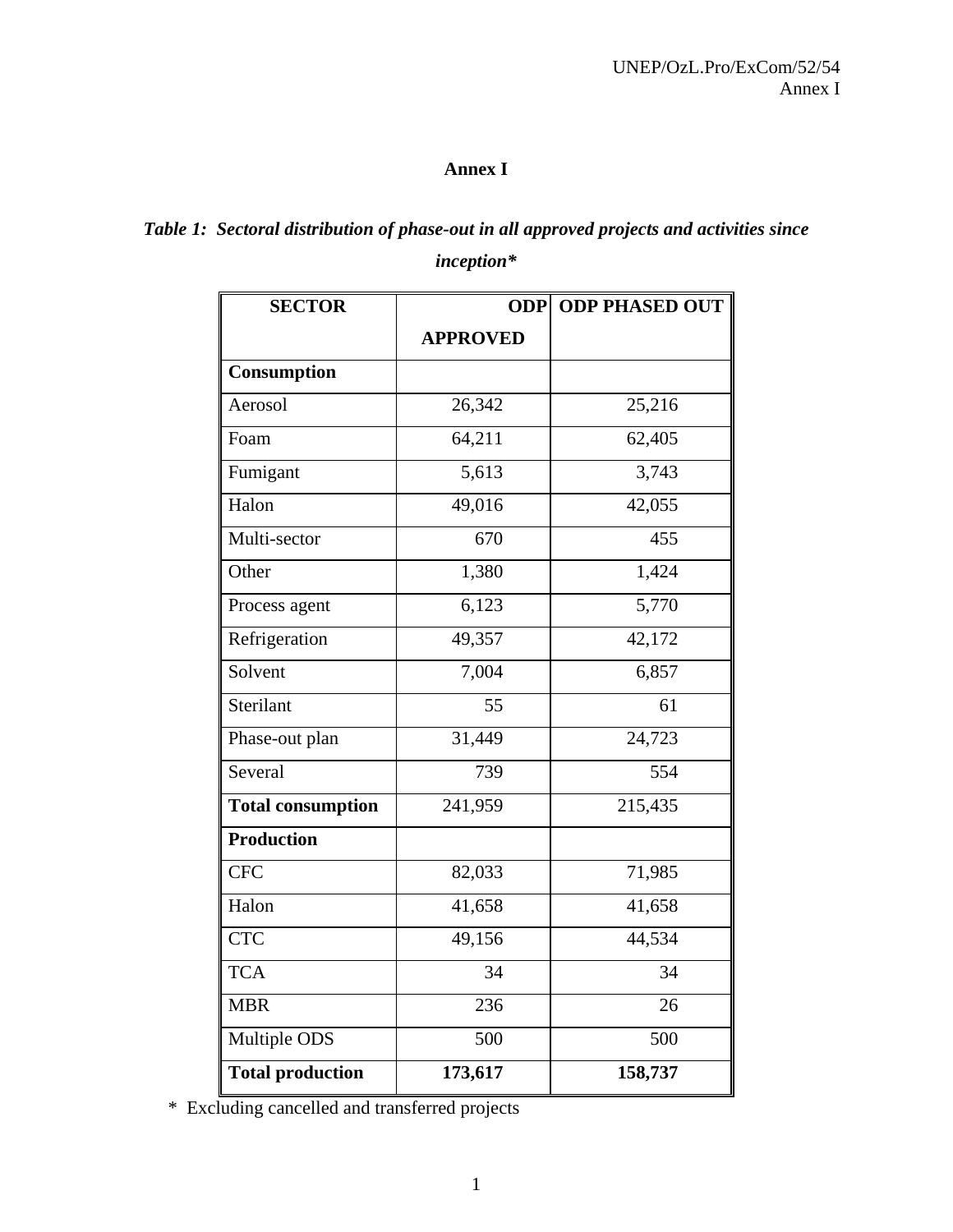# Annex I

***Table 1: Sectoral distribution of phase-out in all approved projects and activities since inception****

| SECTOR | ODP APPROVED | ODP PHASED OUT |
|---|---|---|
| **Consumption** | | |
| Aerosol | 26,342 | 25,216 |
| Foam | 64,211 | 62,405 |
| Fumigant | 5,613 | 3,743 |
| Halon | 49,016 | 42,055 |
| Multi-sector | 670 | 455 |
| Other | 1,380 | 1,424 |
| Process agent | 6,123 | 5,770 |
| Refrigeration | 49,357 | 42,172 |
| Solvent | 7,004 | 6,857 |
| Sterilant | 55 | 61 |
| Phase-out plan | 31,449 | 24,723 |
| Several | 739 | 554 |
| **Total consumption** | 241,959 | 215,435 |
| **Production** | | |
| CFC | 82,033 | 71,985 |
| Halon | 41,658 | 41,658 |
| CTC | 49,156 | 44,534 |
| TCA | 34 | 34 |
| MBR | 236 | 26 |
| Multiple ODS | 500 | 500 |
| **Total production** | **173,617** | **158,737** |

* Excluding cancelled and transferred projects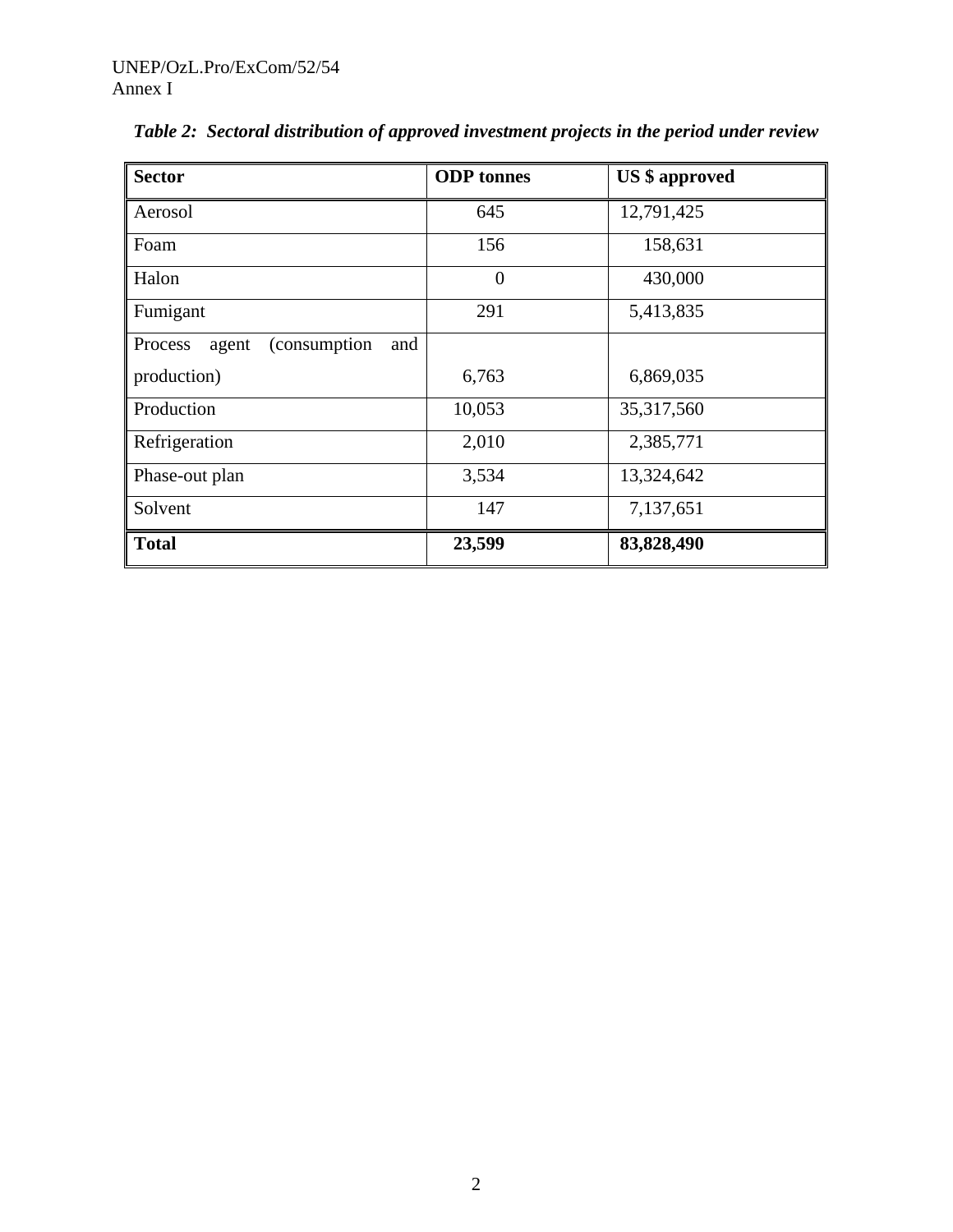*Table 2: Sectoral distribution of approved investment projects in the period under review*

| Sector | ODP tonnes | US $ approved |
|---|---|---|
| Aerosol | 645 | 12,791,425 |
| Foam | 156 | 158,631 |
| Halon | 0 | 430,000 |
| Fumigant | 291 | 5,413,835 |
| Process agent (consumption and production) | 6,763 | 6,869,035 |
| Production | 10,053 | 35,317,560 |
| Refrigeration | 2,010 | 2,385,771 |
| Phase-out plan | 3,534 | 13,324,642 |
| Solvent | 147 | 7,137,651 |
| **Total** | **23,599** | **83,828,490** |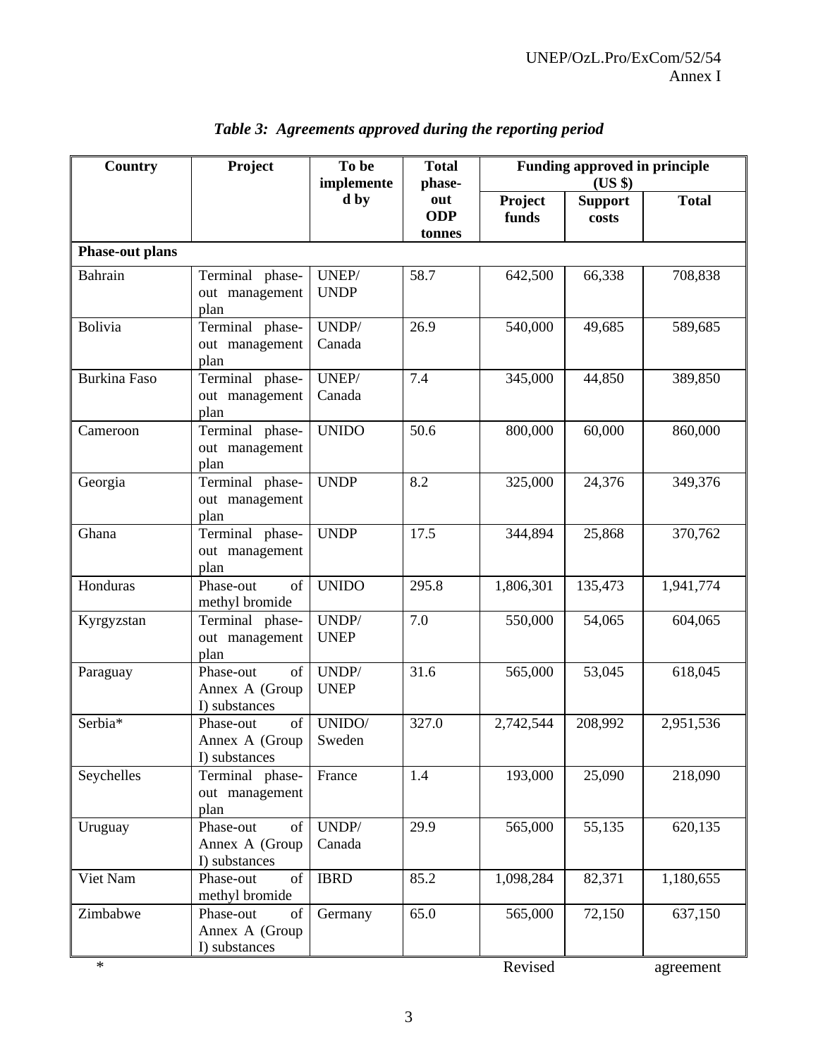***Table 3: Agreements approved during the reporting period***

| Country | Project | To be implemented by | Total phase-out ODP tonnes | Funding approved in principle (US $) | | |
|---|---|---|---|---|---|---|
| | | | | Project funds | Support costs | Total |
| **Phase-out plans** | | | | | | |
| Bahrain | Terminal phase-out management plan | UNEP/ UNDP | 58.7 | 642,500 | 66,338 | 708,838 |
| Bolivia | Terminal phase-out management plan | UNDP/ Canada | 26.9 | 540,000 | 49,685 | 589,685 |
| Burkina Faso | Terminal phase-out management plan | UNEP/ Canada | 7.4 | 345,000 | 44,850 | 389,850 |
| Cameroon | Terminal phase-out management plan | UNIDO | 50.6 | 800,000 | 60,000 | 860,000 |
| Georgia | Terminal phase-out management plan | UNDP | 8.2 | 325,000 | 24,376 | 349,376 |
| Ghana | Terminal phase-out management plan | UNDP | 17.5 | 344,894 | 25,868 | 370,762 |
| Honduras | Phase-out of methyl bromide | UNIDO | 295.8 | 1,806,301 | 135,473 | 1,941,774 |
| Kyrgyzstan | Terminal phase-out management plan | UNDP/ UNEP | 7.0 | 550,000 | 54,065 | 604,065 |
| Paraguay | Phase-out of Annex A (Group I) substances | UNDP/ UNEP | 31.6 | 565,000 | 53,045 | 618,045 |
| Serbia* | Phase-out of Annex A (Group I) substances | UNIDO/ Sweden | 327.0 | 2,742,544 | 208,992 | 2,951,536 |
| Seychelles | Terminal phase-out management plan | France | 1.4 | 193,000 | 25,090 | 218,090 |
| Uruguay | Phase-out of Annex A (Group I) substances | UNDP/ Canada | 29.9 | 565,000 | 55,135 | 620,135 |
| Viet Nam | Phase-out of methyl bromide | IBRD | 85.2 | 1,098,284 | 82,371 | 1,180,655 |
| Zimbabwe | Phase-out of Annex A (Group I) substances | Germany | 65.0 | 565,000 | 72,150 | 637,150 |

\* Revised agreement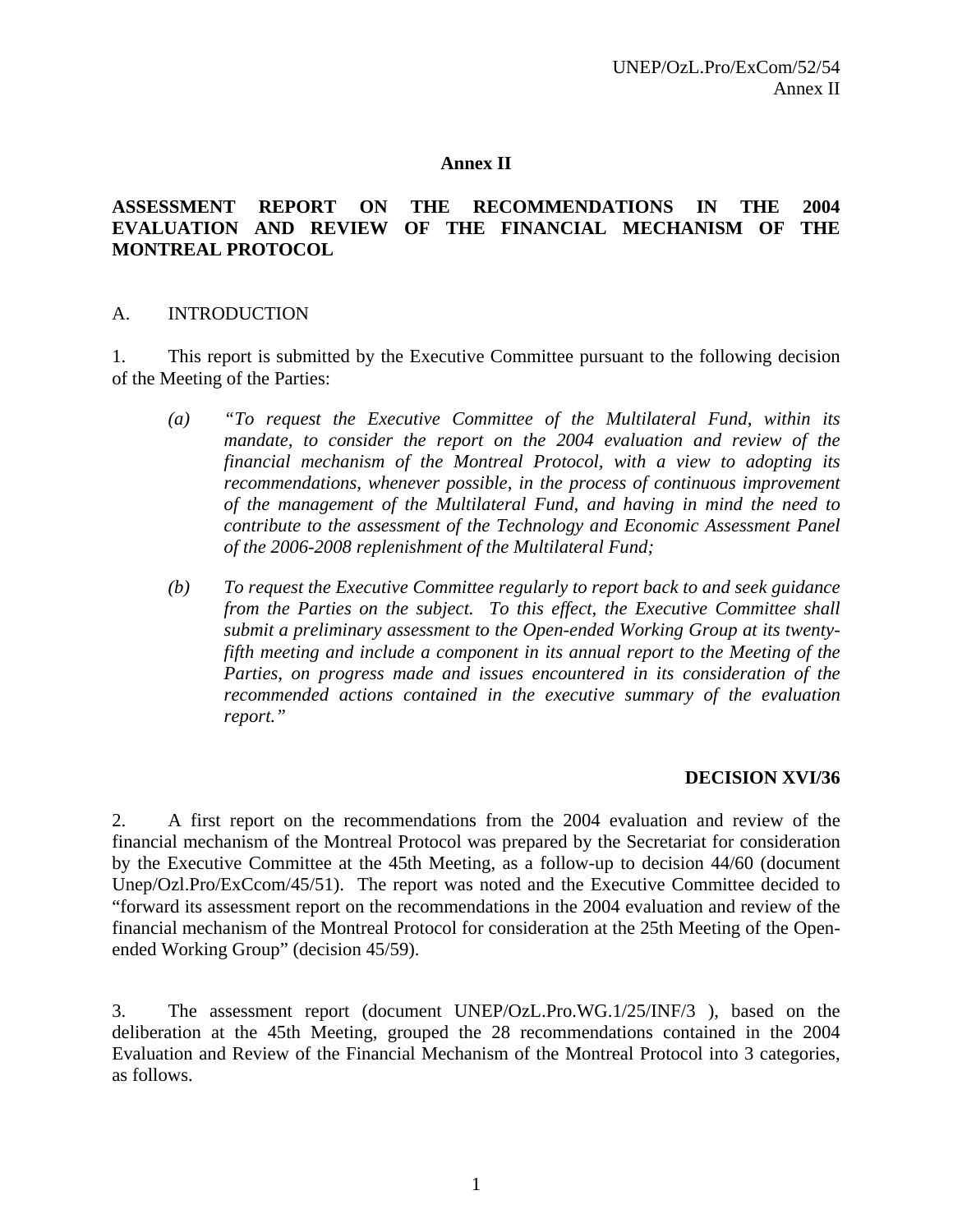# Annex II

## ASSESSMENT REPORT ON THE RECOMMENDATIONS IN THE 2004 EVALUATION AND REVIEW OF THE FINANCIAL MECHANISM OF THE MONTREAL PROTOCOL

### A. INTRODUCTION

1. This report is submitted by the Executive Committee pursuant to the following decision of the Meeting of the Parties:

> *(a) "To request the Executive Committee of the Multilateral Fund, within its mandate, to consider the report on the 2004 evaluation and review of the financial mechanism of the Montreal Protocol, with a view to adopting its recommendations, whenever possible, in the process of continuous improvement of the management of the Multilateral Fund, and having in mind the need to contribute to the assessment of the Technology and Economic Assessment Panel of the 2006-2008 replenishment of the Multilateral Fund;*
>
> *(b) To request the Executive Committee regularly to report back to and seek guidance from the Parties on the subject. To this effect, the Executive Committee shall submit a preliminary assessment to the Open-ended Working Group at its twenty-fifth meeting and include a component in its annual report to the Meeting of the Parties, on progress made and issues encountered in its consideration of the recommended actions contained in the executive summary of the evaluation report."*

**DECISION XVI/36**

2. A first report on the recommendations from the 2004 evaluation and review of the financial mechanism of the Montreal Protocol was prepared by the Secretariat for consideration by the Executive Committee at the 45th Meeting, as a follow-up to decision 44/60 (document Unep/Ozl.Pro/ExCcom/45/51). The report was noted and the Executive Committee decided to "forward its assessment report on the recommendations in the 2004 evaluation and review of the financial mechanism of the Montreal Protocol for consideration at the 25th Meeting of the Open-ended Working Group" (decision 45/59).

3. The assessment report (document UNEP/OzL.Pro.WG.1/25/INF/3 ), based on the deliberation at the 45th Meeting, grouped the 28 recommendations contained in the 2004 Evaluation and Review of the Financial Mechanism of the Montreal Protocol into 3 categories, as follows.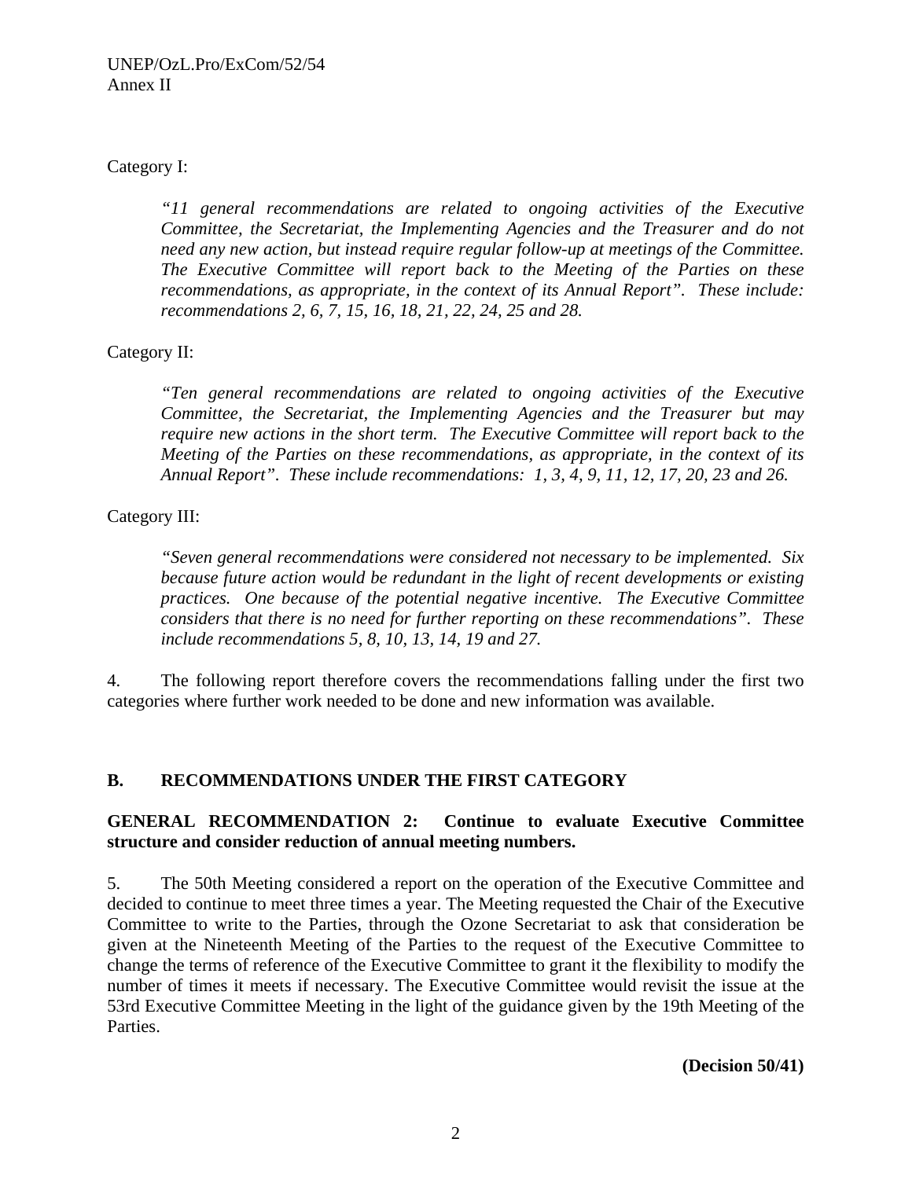Category I:

> *"11 general recommendations are related to ongoing activities of the Executive Committee, the Secretariat, the Implementing Agencies and the Treasurer and do not need any new action, but instead require regular follow-up at meetings of the Committee. The Executive Committee will report back to the Meeting of the Parties on these recommendations, as appropriate, in the context of its Annual Report". These include: recommendations 2, 6, 7, 15, 16, 18, 21, 22, 24, 25 and 28.*

Category II:

> *"Ten general recommendations are related to ongoing activities of the Executive Committee, the Secretariat, the Implementing Agencies and the Treasurer but may require new actions in the short term. The Executive Committee will report back to the Meeting of the Parties on these recommendations, as appropriate, in the context of its Annual Report". These include recommendations: 1, 3, 4, 9, 11, 12, 17, 20, 23 and 26.*

Category III:

> *"Seven general recommendations were considered not necessary to be implemented. Six because future action would be redundant in the light of recent developments or existing practices. One because of the potential negative incentive. The Executive Committee considers that there is no need for further reporting on these recommendations". These include recommendations 5, 8, 10, 13, 14, 19 and 27.*

4. The following report therefore covers the recommendations falling under the first two categories where further work needed to be done and new information was available.

## B. RECOMMENDATIONS UNDER THE FIRST CATEGORY

### GENERAL RECOMMENDATION 2: Continue to evaluate Executive Committee structure and consider reduction of annual meeting numbers.

5. The 50th Meeting considered a report on the operation of the Executive Committee and decided to continue to meet three times a year. The Meeting requested the Chair of the Executive Committee to write to the Parties, through the Ozone Secretariat to ask that consideration be given at the Nineteenth Meeting of the Parties to the request of the Executive Committee to change the terms of reference of the Executive Committee to grant it the flexibility to modify the number of times it meets if necessary. The Executive Committee would revisit the issue at the 53rd Executive Committee Meeting in the light of the guidance given by the 19th Meeting of the Parties.

**(Decision 50/41)**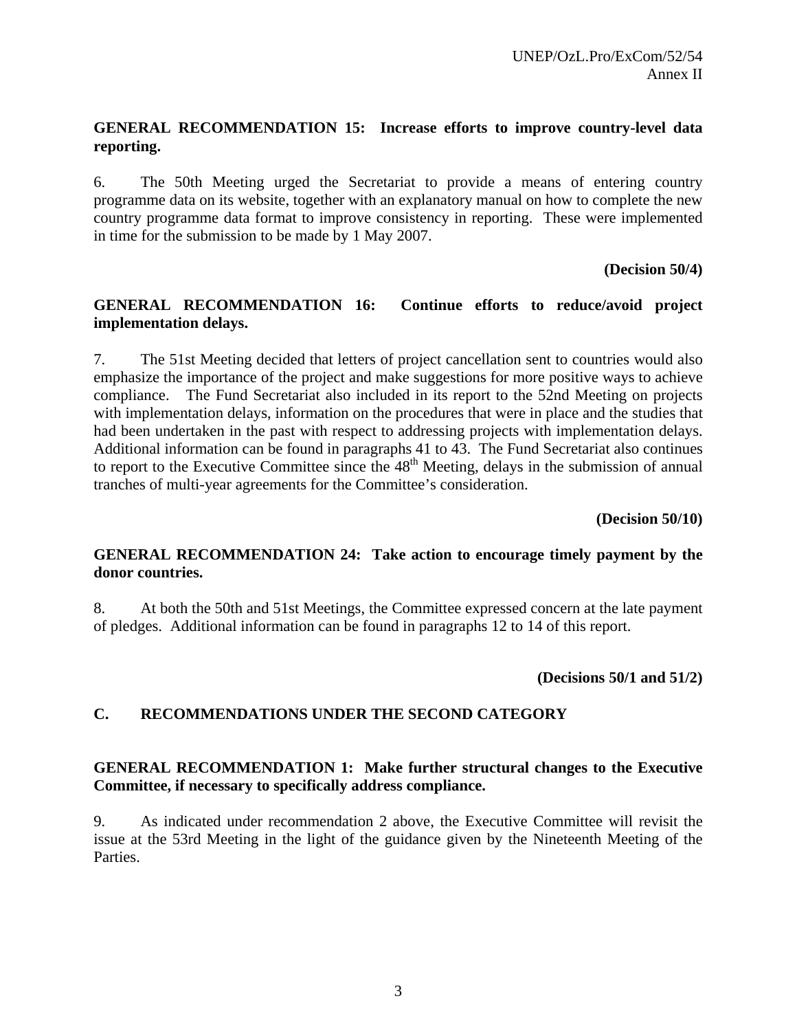**GENERAL RECOMMENDATION 15: Increase efforts to improve country-level data reporting.**

6. The 50th Meeting urged the Secretariat to provide a means of entering country programme data on its website, together with an explanatory manual on how to complete the new country programme data format to improve consistency in reporting. These were implemented in time for the submission to be made by 1 May 2007.

**(Decision 50/4)**

**GENERAL RECOMMENDATION 16: Continue efforts to reduce/avoid project implementation delays.**

7. The 51st Meeting decided that letters of project cancellation sent to countries would also emphasize the importance of the project and make suggestions for more positive ways to achieve compliance. The Fund Secretariat also included in its report to the 52nd Meeting on projects with implementation delays, information on the procedures that were in place and the studies that had been undertaken in the past with respect to addressing projects with implementation delays. Additional information can be found in paragraphs 41 to 43. The Fund Secretariat also continues to report to the Executive Committee since the 48th Meeting, delays in the submission of annual tranches of multi-year agreements for the Committee's consideration.

**(Decision 50/10)**

**GENERAL RECOMMENDATION 24: Take action to encourage timely payment by the donor countries.**

8. At both the 50th and 51st Meetings, the Committee expressed concern at the late payment of pledges. Additional information can be found in paragraphs 12 to 14 of this report.

**(Decisions 50/1 and 51/2)**

## C. RECOMMENDATIONS UNDER THE SECOND CATEGORY

**GENERAL RECOMMENDATION 1: Make further structural changes to the Executive Committee, if necessary to specifically address compliance.**

9. As indicated under recommendation 2 above, the Executive Committee will revisit the issue at the 53rd Meeting in the light of the guidance given by the Nineteenth Meeting of the Parties.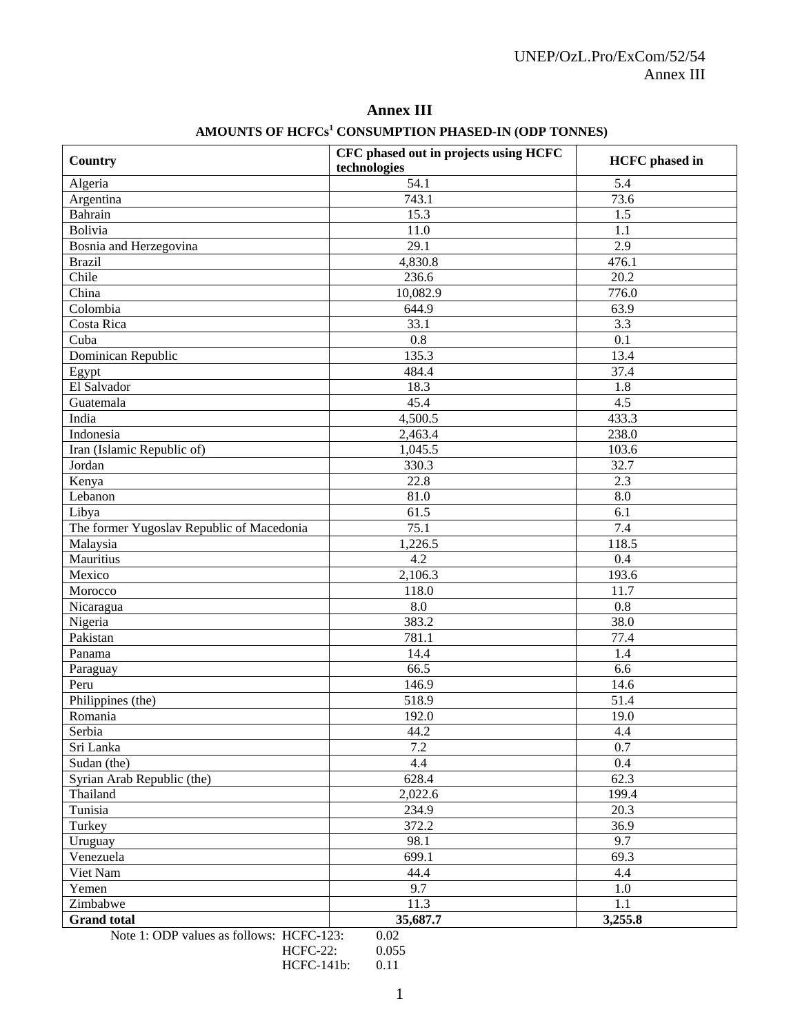# Annex III

## AMOUNTS OF HCFCs[1] CONSUMPTION PHASED-IN (ODP TONNES)

| Country | CFC phased out in projects using HCFC technologies | HCFC phased in |
|---|---|---|
| Algeria | 54.1 | 5.4 |
| Argentina | 743.1 | 73.6 |
| Bahrain | 15.3 | 1.5 |
| Bolivia | 11.0 | 1.1 |
| Bosnia and Herzegovina | 29.1 | 2.9 |
| Brazil | 4,830.8 | 476.1 |
| Chile | 236.6 | 20.2 |
| China | 10,082.9 | 776.0 |
| Colombia | 644.9 | 63.9 |
| Costa Rica | 33.1 | 3.3 |
| Cuba | 0.8 | 0.1 |
| Dominican Republic | 135.3 | 13.4 |
| Egypt | 484.4 | 37.4 |
| El Salvador | 18.3 | 1.8 |
| Guatemala | 45.4 | 4.5 |
| India | 4,500.5 | 433.3 |
| Indonesia | 2,463.4 | 238.0 |
| Iran (Islamic Republic of) | 1,045.5 | 103.6 |
| Jordan | 330.3 | 32.7 |
| Kenya | 22.8 | 2.3 |
| Lebanon | 81.0 | 8.0 |
| Libya | 61.5 | 6.1 |
| The former Yugoslav Republic of Macedonia | 75.1 | 7.4 |
| Malaysia | 1,226.5 | 118.5 |
| Mauritius | 4.2 | 0.4 |
| Mexico | 2,106.3 | 193.6 |
| Morocco | 118.0 | 11.7 |
| Nicaragua | 8.0 | 0.8 |
| Nigeria | 383.2 | 38.0 |
| Pakistan | 781.1 | 77.4 |
| Panama | 14.4 | 1.4 |
| Paraguay | 66.5 | 6.6 |
| Peru | 146.9 | 14.6 |
| Philippines (the) | 518.9 | 51.4 |
| Romania | 192.0 | 19.0 |
| Serbia | 44.2 | 4.4 |
| Sri Lanka | 7.2 | 0.7 |
| Sudan (the) | 4.4 | 0.4 |
| Syrian Arab Republic (the) | 628.4 | 62.3 |
| Thailand | 2,022.6 | 199.4 |
| Tunisia | 234.9 | 20.3 |
| Turkey | 372.2 | 36.9 |
| Uruguay | 98.1 | 9.7 |
| Venezuela | 699.1 | 69.3 |
| Viet Nam | 44.4 | 4.4 |
| Yemen | 9.7 | 1.0 |
| Zimbabwe | 11.3 | 1.1 |
| **Grand total** | **35,687.7** | **3,255.8** |

Note 1: ODP values as follows:
HCFC-123: 0.02
HCFC-22: 0.055
HCFC-141b: 0.11